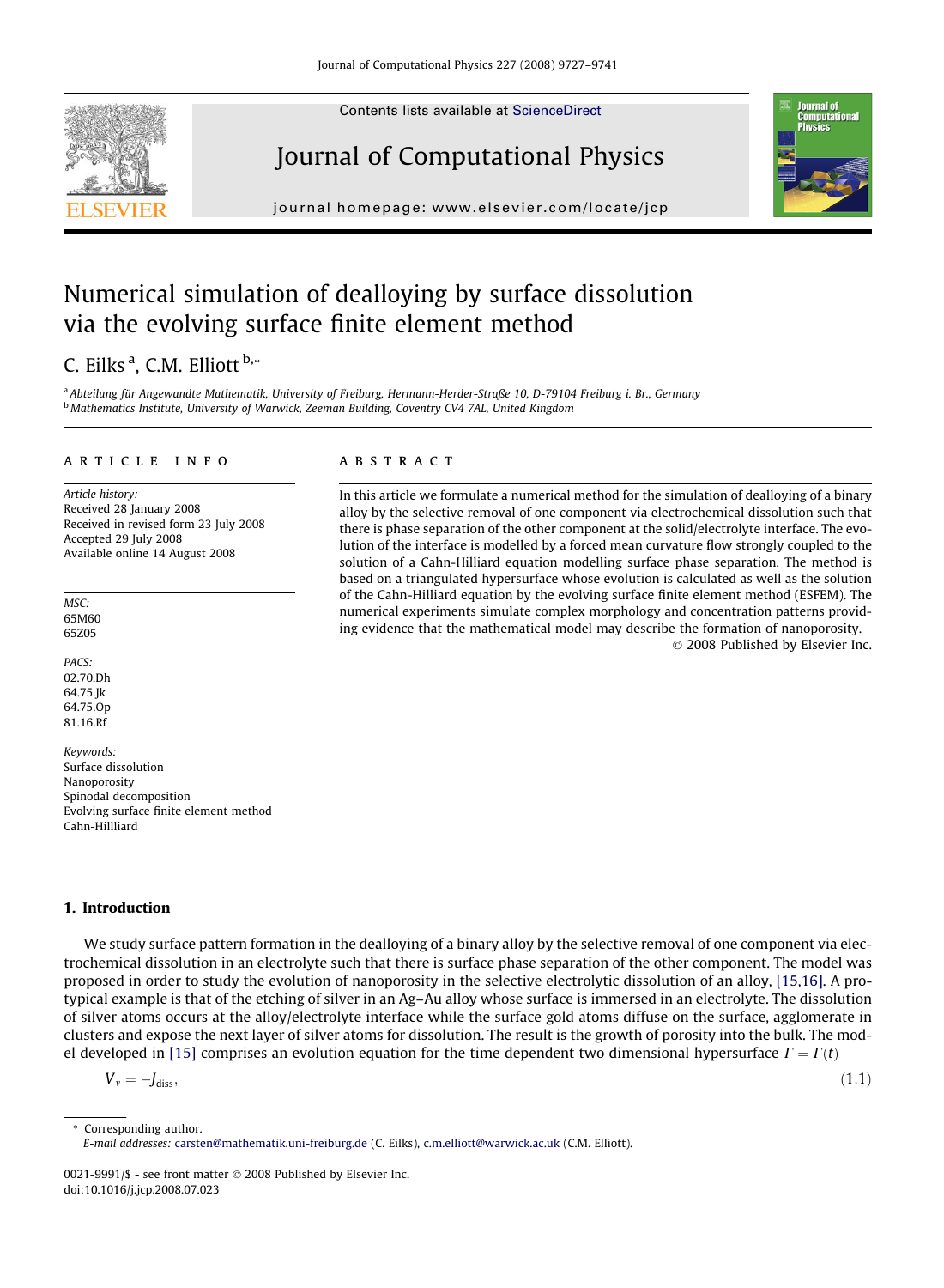# Numerical simulation of dealloying by surface dissolution via the evolving surface finite element method

C. Eilks [a], C.M. Elliott [b,*]

[a] Abteilung für Angewandte Mathematik, University of Freiburg, Hermann-Herder-Straße 10, D-79104 Freiburg i. Br., Germany
[b] Mathematics Institute, University of Warwick, Zeeman Building, Coventry CV4 7AL, United Kingdom

## ARTICLE INFO

*Article history:*
Received 28 January 2008
Received in revised form 23 July 2008
Accepted 29 July 2008
Available online 14 August 2008

*MSC:*
65M60
65Z05

*PACS:*
02.70.Dh
64.75.Jk
64.75.Op
81.16.Rf

*Keywords:*
Surface dissolution
Nanoporosity
Spinodal decomposition
Evolving surface finite element method
Cahn-Hillliard

## ABSTRACT

In this article we formulate a numerical method for the simulation of dealloying of a binary alloy by the selective removal of one component via electrochemical dissolution such that there is phase separation of the other component at the solid/electrolyte interface. The evolution of the interface is modelled by a forced mean curvature flow strongly coupled to the solution of a Cahn-Hilliard equation modelling surface phase separation. The method is based on a triangulated hypersurface whose evolution is calculated as well as the solution of the Cahn-Hilliard equation by the evolving surface finite element method (ESFEM). The numerical experiments simulate complex morphology and concentration patterns providing evidence that the mathematical model may describe the formation of nanoporosity.

© 2008 Published by Elsevier Inc.

## 1. Introduction

We study surface pattern formation in the dealloying of a binary alloy by the selective removal of one component via electrochemical dissolution in an electrolyte such that there is surface phase separation of the other component. The model was proposed in order to study the evolution of nanoporosity in the selective electrolytic dissolution of an alloy, [15,16]. A prototypical example is that of the etching of silver in an Ag–Au alloy whose surface is immersed in an electrolyte. The dissolution of silver atoms occurs at the alloy/electrolyte interface while the surface gold atoms diffuse on the surface, agglomerate in clusters and expose the next layer of silver atoms for dissolution. The result is the growth of porosity into the bulk. The model developed in [15] comprises an evolution equation for the time dependent two dimensional hypersurface $\Gamma = \Gamma(t)$

$$V_\nu = -J_{\text{diss}}, \tag{1.1}$$

* Corresponding author.
*E-mail addresses:* carsten@mathematik.uni-freiburg.de (C. Eilks), c.m.elliott@warwick.ac.uk (C.M. Elliott).

0021-9991/$ - see front matter © 2008 Published by Elsevier Inc.
doi:10.1016/j.jcp.2008.07.023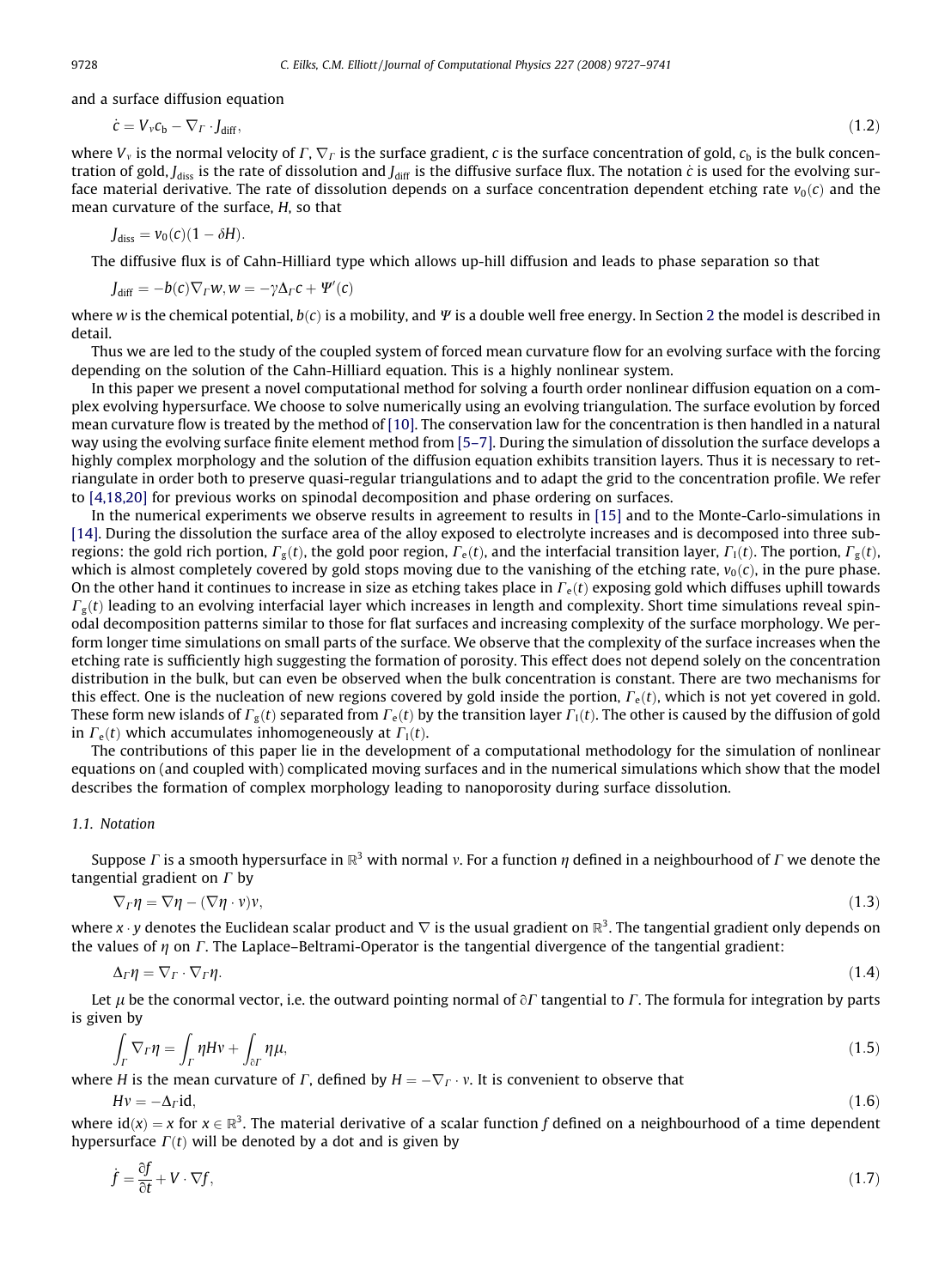and a surface diffusion equation

$$\dot{c} = V_\nu c_b - \nabla_\Gamma \cdot J_{\text{diff}}, \tag{1.2}$$

where $V_\nu$ is the normal velocity of $\Gamma$, $\nabla_\Gamma$ is the surface gradient, $c$ is the surface concentration of gold, $c_b$ is the bulk concentration of gold, $J_{\text{diss}}$ is the rate of dissolution and $J_{\text{diff}}$ is the diffusive surface flux. The notation $\dot{c}$ is used for the evolving surface material derivative. The rate of dissolution depends on a surface concentration dependent etching rate $v_0(c)$ and the mean curvature of the surface, $H$, so that

$$J_{\text{diss}} = v_0(c)(1 - \delta H).$$

The diffusive flux is of Cahn-Hilliard type which allows up-hill diffusion and leads to phase separation so that

$$J_{\text{diff}} = -b(c)\nabla_\Gamma w, w = -\gamma\Delta_\Gamma c + \Psi'(c)$$

where $w$ is the chemical potential, $b(c)$ is a mobility, and $\Psi$ is a double well free energy. In Section 2 the model is described in detail.

Thus we are led to the study of the coupled system of forced mean curvature flow for an evolving surface with the forcing depending on the solution of the Cahn-Hilliard equation. This is a highly nonlinear system.

In this paper we present a novel computational method for solving a fourth order nonlinear diffusion equation on a complex evolving hypersurface. We choose to solve numerically using an evolving triangulation. The surface evolution by forced mean curvature flow is treated by the method of [10]. The conservation law for the concentration is then handled in a natural way using the evolving surface finite element method from [5–7]. During the simulation of dissolution the surface develops a highly complex morphology and the solution of the diffusion equation exhibits transition layers. Thus it is necessary to retriangulate in order both to preserve quasi-regular triangulations and to adapt the grid to the concentration profile. We refer to [4,18,20] for previous works on spinodal decomposition and phase ordering on surfaces.

In the numerical experiments we observe results in agreement to results in [15] and to the Monte-Carlo-simulations in [14]. During the dissolution the surface area of the alloy exposed to electrolyte increases and is decomposed into three subregions: the gold rich portion, $\Gamma_g(t)$, the gold poor region, $\Gamma_e(t)$, and the interfacial transition layer, $\Gamma_I(t)$. The portion, $\Gamma_g(t)$, which is almost completely covered by gold stops moving due to the vanishing of the etching rate, $v_0(c)$, in the pure phase. On the other hand it continues to increase in size as etching takes place in $\Gamma_e(t)$ exposing gold which diffuses uphill towards $\Gamma_g(t)$ leading to an evolving interfacial layer which increases in length and complexity. Short time simulations reveal spinodal decomposition patterns similar to those for flat surfaces and increasing complexity of the surface morphology. We perform longer time simulations on small parts of the surface. We observe that the complexity of the surface increases when the etching rate is sufficiently high suggesting the formation of porosity. This effect does not depend solely on the concentration distribution in the bulk, but can even be observed when the bulk concentration is constant. There are two mechanisms for this effect. One is the nucleation of new regions covered by gold inside the portion, $\Gamma_e(t)$, which is not yet covered in gold. These form new islands of $\Gamma_g(t)$ separated from $\Gamma_e(t)$ by the transition layer $\Gamma_I(t)$. The other is caused by the diffusion of gold in $\Gamma_e(t)$ which accumulates inhomogeneously at $\Gamma_I(t)$.

The contributions of this paper lie in the development of a computational methodology for the simulation of nonlinear equations on (and coupled with) complicated moving surfaces and in the numerical simulations which show that the model describes the formation of complex morphology leading to nanoporosity during surface dissolution.

### 1.1. Notation

Suppose $\Gamma$ is a smooth hypersurface in $\mathbb{R}^3$ with normal $\nu$. For a function $\eta$ defined in a neighbourhood of $\Gamma$ we denote the tangential gradient on $\Gamma$ by

$$\nabla_\Gamma \eta = \nabla \eta - (\nabla \eta \cdot \nu)\nu, \tag{1.3}$$

where $x \cdot y$ denotes the Euclidean scalar product and $\nabla$ is the usual gradient on $\mathbb{R}^3$. The tangential gradient only depends on the values of $\eta$ on $\Gamma$. The Laplace–Beltrami-Operator is the tangential divergence of the tangential gradient:

$$\Delta_\Gamma \eta = \nabla_\Gamma \cdot \nabla_\Gamma \eta. \tag{1.4}$$

Let $\mu$ be the conormal vector, i.e. the outward pointing normal of $\partial\Gamma$ tangential to $\Gamma$. The formula for integration by parts is given by

$$\int_\Gamma \nabla_\Gamma \eta = \int_\Gamma \eta H \nu + \int_{\partial\Gamma} \eta \mu, \tag{1.5}$$

where $H$ is the mean curvature of $\Gamma$, defined by $H = -\nabla_\Gamma \cdot \nu$. It is convenient to observe that

$$H\nu = -\Delta_\Gamma \text{id}, \tag{1.6}$$

where $\text{id}(x) = x$ for $x \in \mathbb{R}^3$. The material derivative of a scalar function $f$ defined on a neighbourhood of a time dependent hypersurface $\Gamma(t)$ will be denoted by a dot and is given by

$$\dot{f} = \frac{\partial f}{\partial t} + V \cdot \nabla f, \tag{1.7}$$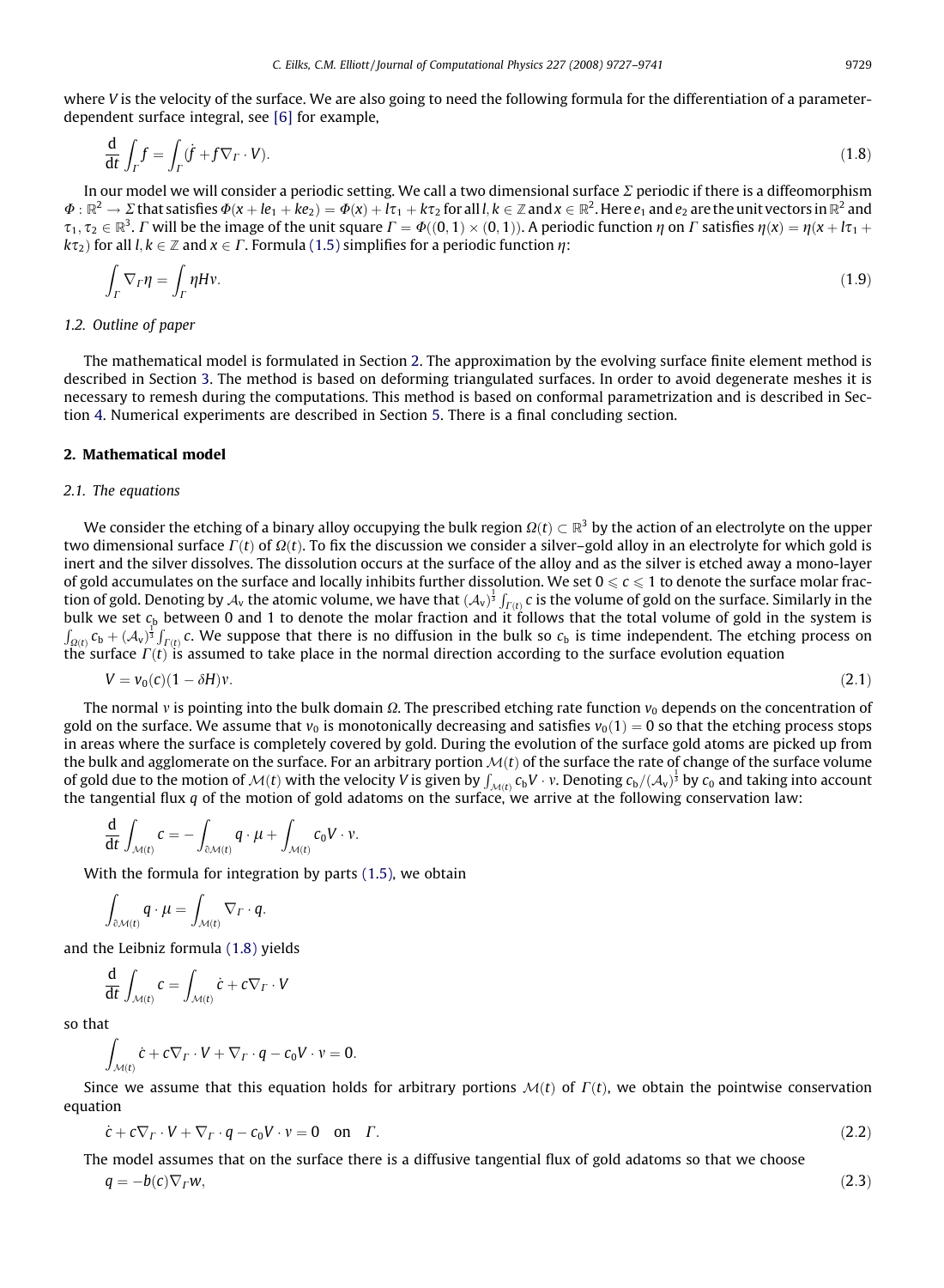where $V$ is the velocity of the surface. We are also going to need the following formula for the differentiation of a parameter-dependent surface integral, see [6] for example,

$$\frac{\mathrm{d}}{\mathrm{d}t}\int_\Gamma f = \int_\Gamma (\dot{f} + f\nabla_\Gamma \cdot V). \tag{1.8}$$

In our model we will consider a periodic setting. We call a two dimensional surface $\Sigma$ periodic if there is a diffeomorphism $\Phi : \mathbb{R}^2 \to \Sigma$ that satisfies $\Phi(x + le_1 + ke_2) = \Phi(x) + l\tau_1 + k\tau_2$ for all $l, k \in \mathbb{Z}$ and $x \in \mathbb{R}^2$. Here $e_1$ and $e_2$ are the unit vectors in $\mathbb{R}^2$ and $\tau_1, \tau_2 \in \mathbb{R}^3$. $\Gamma$ will be the image of the unit square $\Gamma = \Phi((0,1) \times (0,1))$. A periodic function $\eta$ on $\Gamma$ satisfies $\eta(x) = \eta(x + l\tau_1 + k\tau_2)$ for all $l, k \in \mathbb{Z}$ and $x \in \Gamma$. Formula (1.5) simplifies for a periodic function $\eta$:

$$\int_\Gamma \nabla_\Gamma \eta = \int_\Gamma \eta H \nu. \tag{1.9}$$

### 1.2. Outline of paper

The mathematical model is formulated in Section 2. The approximation by the evolving surface finite element method is described in Section 3. The method is based on deforming triangulated surfaces. In order to avoid degenerate meshes it is necessary to remesh during the computations. This method is based on conformal parametrization and is described in Section 4. Numerical experiments are described in Section 5. There is a final concluding section.

## 2. Mathematical model

### 2.1. The equations

We consider the etching of a binary alloy occupying the bulk region $\Omega(t) \subset \mathbb{R}^3$ by the action of an electrolyte on the upper two dimensional surface $\Gamma(t)$ of $\Omega(t)$. To fix the discussion we consider a silver–gold alloy in an electrolyte for which gold is inert and the silver dissolves. The dissolution occurs at the surface of the alloy and as the silver is etched away a mono-layer of gold accumulates on the surface and locally inhibits further dissolution. We set $0 \leqslant c \leqslant 1$ to denote the surface molar fraction of gold. Denoting by $\mathcal{A}_\mathrm{v}$ the atomic volume, we have that $(\mathcal{A}_\mathrm{v})^{\frac{1}{3}}\int_{\Gamma(t)} c$ is the volume of gold on the surface. Similarly in the bulk we set $c_\mathrm{b}$ between 0 and 1 to denote the molar fraction and it follows that the total volume of gold in the system is $\int_{\Omega(t)} c_\mathrm{b} + (\mathcal{A}_\mathrm{v})^{\frac{1}{3}}\int_{\Gamma(t)} c$. We suppose that there is no diffusion in the bulk so $c_\mathrm{b}$ is time independent. The etching process on the surface $\Gamma(t)$ is assumed to take place in the normal direction according to the surface evolution equation

$$V = v_0(c)(1 - \delta H)\nu. \tag{2.1}$$

The normal $\nu$ is pointing into the bulk domain $\Omega$. The prescribed etching rate function $v_0$ depends on the concentration of gold on the surface. We assume that $v_0$ is monotonically decreasing and satisfies $v_0(1) = 0$ so that the etching process stops in areas where the surface is completely covered by gold. During the evolution of the surface gold atoms are picked up from the bulk and agglomerate on the surface. For an arbitrary portion $\mathcal{M}(t)$ of the surface the rate of change of the surface volume of gold due to the motion of $\mathcal{M}(t)$ with the velocity $V$ is given by $\int_{\mathcal{M}(t)} c_\mathrm{b} V \cdot \nu$. Denoting $c_\mathrm{b}/(\mathcal{A}_\mathrm{v})^{\frac{1}{3}}$ by $c_0$ and taking into account the tangential flux $q$ of the motion of gold adatoms on the surface, we arrive at the following conservation law:

$$\frac{\mathrm{d}}{\mathrm{d}t}\int_{\mathcal{M}(t)} c = -\int_{\partial\mathcal{M}(t)} q \cdot \mu + \int_{\mathcal{M}(t)} c_0 V \cdot \nu.$$

With the formula for integration by parts (1.5), we obtain

$$\int_{\partial\mathcal{M}(t)} q \cdot \mu = \int_{\mathcal{M}(t)} \nabla_\Gamma \cdot q.$$

and the Leibniz formula (1.8) yields

$$\frac{\mathrm{d}}{\mathrm{d}t}\int_{\mathcal{M}(t)} c = \int_{\mathcal{M}(t)} \dot{c} + c\nabla_\Gamma \cdot V$$

so that

$$\int_{\mathcal{M}(t)} \dot{c} + c\nabla_\Gamma \cdot V + \nabla_\Gamma \cdot q - c_0 V \cdot \nu = 0.$$

Since we assume that this equation holds for arbitrary portions $\mathcal{M}(t)$ of $\Gamma(t)$, we obtain the pointwise conservation equation

$$\dot{c} + c\nabla_\Gamma \cdot V + \nabla_\Gamma \cdot q - c_0 V \cdot \nu = 0 \quad \text{on} \quad \Gamma. \tag{2.2}$$

The model assumes that on the surface there is a diffusive tangential flux of gold adatoms so that we choose

$$q = -b(c)\nabla_\Gamma w, \tag{2.3}$$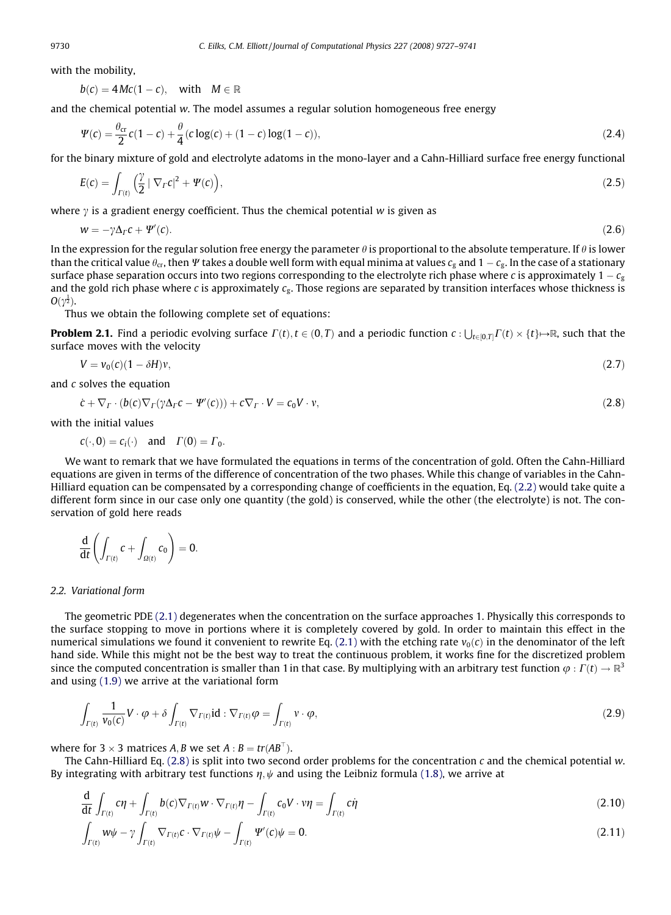with the mobility,

$$b(c) = 4Mc(1-c), \quad \text{with} \quad M \in \mathbb{R}$$

and the chemical potential $w$. The model assumes a regular solution homogeneous free energy

$$\Psi(c) = \frac{\theta_{cr}}{2} c(1-c) + \frac{\theta}{4}(c\log(c) + (1-c)\log(1-c)), \tag{2.4}$$

for the binary mixture of gold and electrolyte adatoms in the mono-layer and a Cahn-Hilliard surface free energy functional

$$E(c) = \int_{\Gamma(t)} \left( \frac{\gamma}{2} |\nabla_\Gamma c|^2 + \Psi(c) \right), \tag{2.5}$$

where $\gamma$ is a gradient energy coefficient. Thus the chemical potential $w$ is given as

$$w = -\gamma \Delta_\Gamma c + \Psi'(c). \tag{2.6}$$

In the expression for the regular solution free energy the parameter $\theta$ is proportional to the absolute temperature. If $\theta$ is lower than the critical value $\theta_{cr}$, then $\Psi$ takes a double well form with equal minima at values $c_g$ and $1 - c_g$. In the case of a stationary surface phase separation occurs into two regions corresponding to the electrolyte rich phase where $c$ is approximately $1 - c_g$ and the gold rich phase where $c$ is approximately $c_g$. Those regions are separated by transition interfaces whose thickness is $O(\gamma^{\frac{1}{2}})$.

Thus we obtain the following complete set of equations:

**Problem 2.1.** Find a periodic evolving surface $\Gamma(t), t \in (0,T)$ and a periodic function $c : \bigcup_{t\in[0,T]} \Gamma(t) \times \{t\} \mapsto \mathbb{R}$, such that the surface moves with the velocity

$$V = v_0(c)(1 - \delta H)v, \tag{2.7}$$

and $c$ solves the equation

$$\dot{c} + \nabla_\Gamma \cdot (b(c)\nabla_\Gamma(\gamma\Delta_\Gamma c - \Psi'(c))) + c\nabla_\Gamma \cdot V = c_0 V \cdot v, \tag{2.8}$$

with the initial values

$$c(\cdot, 0) = c_i(\cdot) \quad \text{and} \quad \Gamma(0) = \Gamma_0.$$

We want to remark that we have formulated the equations in terms of the concentration of gold. Often the Cahn-Hilliard equations are given in terms of the difference of concentration of the two phases. While this change of variables in the Cahn-Hilliard equation can be compensated by a corresponding change of coefficients in the equation, Eq. (2.2) would take quite a different form since in our case only one quantity (the gold) is conserved, while the other (the electrolyte) is not. The conservation of gold here reads

$$\frac{d}{dt}\left( \int_{\Gamma(t)} c + \int_{\Omega(t)} c_0 \right) = 0.$$

## 2.2. Variational form

The geometric PDE (2.1) degenerates when the concentration on the surface approaches 1. Physically this corresponds to the surface stopping to move in portions where it is completely covered by gold. In order to maintain this effect in the numerical simulations we found it convenient to rewrite Eq. (2.1) with the etching rate $v_0(c)$ in the denominator of the left hand side. While this might not be the best way to treat the continuous problem, it works fine for the discretized problem since the computed concentration is smaller than 1 in that case. By multiplying with an arbitrary test function $\varphi : \Gamma(t) \to \mathbb{R}^3$ and using (1.9) we arrive at the variational form

$$\int_{\Gamma(t)} \frac{1}{v_0(c)} V \cdot \varphi + \delta \int_{\Gamma(t)} \nabla_{\Gamma(t)} \mathrm{id} : \nabla_{\Gamma(t)} \varphi = \int_{\Gamma(t)} v \cdot \varphi, \tag{2.9}$$

where for $3 \times 3$ matrices $A, B$ we set $A : B = tr(AB^\top)$.

The Cahn-Hilliard Eq. (2.8) is split into two second order problems for the concentration $c$ and the chemical potential $w$. By integrating with arbitrary test functions $\eta, \psi$ and using the Leibniz formula (1.8), we arrive at

$$\frac{d}{dt} \int_{\Gamma(t)} c\eta + \int_{\Gamma(t)} b(c)\nabla_{\Gamma(t)} w \cdot \nabla_{\Gamma(t)} \eta - \int_{\Gamma(t)} c_0 V \cdot v\eta = \int_{\Gamma(t)} c\dot{\eta} \tag{2.10}$$

$$\int_{\Gamma(t)} w\psi - \gamma \int_{\Gamma(t)} \nabla_{\Gamma(t)} c \cdot \nabla_{\Gamma(t)} \psi - \int_{\Gamma(t)} \Psi'(c)\psi = 0. \tag{2.11}$$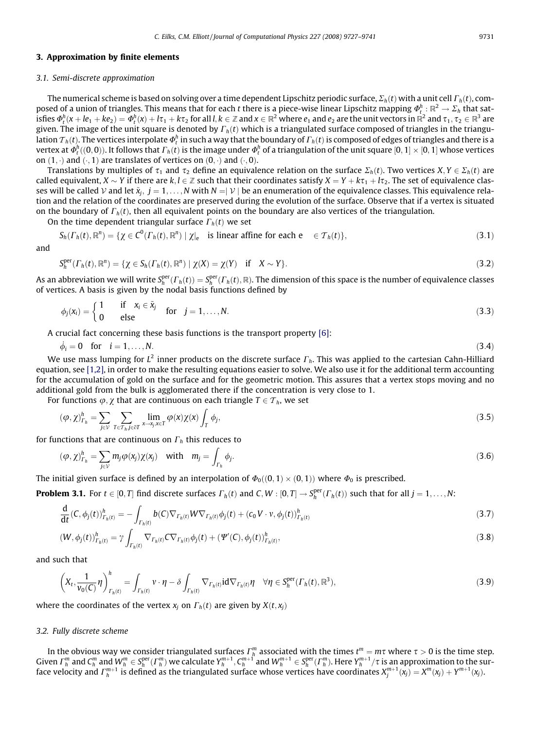## 3. Approximation by finite elements

### 3.1. Semi-discrete approximation

The numerical scheme is based on solving over a time dependent Lipschitz periodic surface, $\Sigma_h(t)$ with a unit cell $\Gamma_h(t)$, composed of a union of triangles. This means that for each $t$ there is a piece-wise linear Lipschitz mapping $\Phi^h_t : \mathbb{R}^2 \to \Sigma_h$ that satisfies $\Phi^h_t(x + le_1 + ke_2) = \Phi^h_t(x) + l\tau_1 + k\tau_2$ for all $l, k \in \mathbb{Z}$ and $x \in \mathbb{R}^2$ where $e_1$ and $e_2$ are the unit vectors in $\mathbb{R}^2$ and $\tau_1, \tau_2 \in \mathbb{R}^3$ are given. The image of the unit square is denoted by $\Gamma_h(t)$ which is a triangulated surface composed of triangles in the triangulation $\mathcal{T}_h(t)$. The vertices interpolate $\Phi^h_t$ in such a way that the boundary of $\Gamma_h(t)$ is composed of edges of triangles and there is a vertex at $\Phi^h_t((0,0))$. It follows that $\Gamma_h(t)$ is the image under $\Phi^h_t$ of a triangulation of the unit square $[0,1] \times [0,1]$ whose vertices on $(1,\cdot)$ and $(\cdot,1)$ are translates of vertices on $(0,\cdot)$ and $(\cdot,0)$.

Translations by multiples of $\tau_1$ and $\tau_2$ define an equivalence relation on the surface $\Sigma_h(t)$. Two vertices $X, Y \in \Sigma_h(t)$ are called equivalent, $X \sim Y$ if there are $k, l \in \mathbb{Z}$ such that their coordinates satisfy $X = Y + k\tau_1 + l\tau_2$. The set of equivalence classes will be called $\mathcal{V}$ and let $\tilde{x}_j,\ j = 1, \ldots, N$ with $N = |\mathcal{V}|$ be an enumeration of the equivalence classes. This equivalence relation and the relation of the coordinates are preserved during the evolution of the surface. Observe that if a vertex is situated on the boundary of $\Gamma_h(t)$, then all equivalent points on the boundary are also vertices of the triangulation.

On the time dependent triangular surface $\Gamma_h(t)$ we set

$$S_h(\Gamma_h(t), \mathbb{R}^n) = \{\chi \in C^0(\Gamma_h(t), \mathbb{R}^n) \mid \chi|_e \quad \text{is linear affine for each e} \quad \in \mathcal{T}_h(t)\}, \tag{3.1}$$

and

$$S^{\text{per}}_h(\Gamma_h(t), \mathbb{R}^n) = \{\chi \in S_h(\Gamma_h(t), \mathbb{R}^n) \mid \chi(X) = \chi(Y) \quad \text{if} \quad X \sim Y\}. \tag{3.2}$$

As an abbreviation we will write $S^{\text{per}}_h(\Gamma_h(t)) = S^{\text{per}}_h(\Gamma_h(t), \mathbb{R})$. The dimension of this space is the number of equivalence classes of vertices. A basis is given by the nodal basis functions defined by

$$\phi_j(x_i) = \begin{cases} 1 & \text{if} \quad x_i \in \tilde{x}_j \\ 0 & \text{else} \end{cases} \quad \text{for} \quad j = 1, \ldots, N. \tag{3.3}$$

A crucial fact concerning these basis functions is the transport property [6]:

$$\dot{\phi}_i = 0 \quad \text{for} \quad i = 1, \ldots, N. \tag{3.4}$$

We use mass lumping for $L^2$ inner products on the discrete surface $\Gamma_h$. This was applied to the cartesian Cahn-Hilliard equation, see [1,2], in order to make the resulting equations easier to solve. We also use it for the additional term accounting for the accumulation of gold on the surface and for the geometric motion. This assures that a vertex stops moving and no additional gold from the bulk is agglomerated there if the concentration is very close to 1.

For functions $\varphi, \chi$ that are continuous on each triangle $T \in \mathcal{T}_h$, we set

$$(\varphi, \chi)^h_{\Gamma_h} = \sum_{j \in \mathcal{V}} \sum_{T \in \mathcal{T}_h, j \in \partial T} \lim_{x \to x_j, x \in T} \varphi(x)\chi(x) \int_T \phi_j, \tag{3.5}$$

for functions that are continuous on $\Gamma_h$ this reduces to

$$(\varphi, \chi)^h_{\Gamma_h} = \sum_{j \in \mathcal{V}} m_j \varphi(x_j)\chi(x_j) \quad \text{with} \quad m_j = \int_{\Gamma_h} \phi_j. \tag{3.6}$$

The initial given surface is defined by an interpolation of $\Phi_0((0,1) \times (0,1))$ where $\Phi_0$ is prescribed.

**Problem 3.1.** For $t \in [0,T]$ find discrete surfaces $\Gamma_h(t)$ and $C, W : [0,T] \to S^{\text{per}}_h(\Gamma_h(t))$ such that for all $j = 1, \ldots, N$:

$$\frac{\mathrm{d}}{\mathrm{d}t}(C, \phi_j(t))^h_{\Gamma_h(t)} = -\int_{\Gamma_h(t)} b(C)\nabla_{\Gamma_h(t)} W \nabla_{\Gamma_h(t)} \phi_j(t) + (c_0 V \cdot \nu, \phi_j(t))^h_{\Gamma_h(t)} \tag{3.7}$$

$$(W, \phi_j(t))^h_{\Gamma_h(t)} = \gamma \int_{\Gamma_h(t)} \nabla_{\Gamma_h(t)} C \nabla_{\Gamma_h(t)} \phi_j(t) + (\Psi'(C), \phi_j(t))^h_{\Gamma_h(t)}, \tag{3.8}$$

and such that

$$\left(X_t, \frac{1}{v_0(C)}\eta\right)^h_{\Gamma_h(t)} = \int_{\Gamma_h(t)} \nu \cdot \eta - \delta \int_{\Gamma_h(t)} \nabla_{\Gamma_h(t)} \mathrm{id} \nabla_{\Gamma_h(t)} \eta \quad \forall \eta \in S^{\text{per}}_h(\Gamma_h(t), \mathbb{R}^3), \tag{3.9}$$

where the coordinates of the vertex $x_j$ on $\Gamma_h(t)$ are given by $X(t, x_j)$

### 3.2. Fully discrete scheme

In the obvious way we consider triangulated surfaces $\Gamma^m_h$ associated with the times $t^m = m\tau$ where $\tau > 0$ is the time step. Given $\Gamma^m_h$ and $C^m_h$ and $W^m_h \in S^{\text{per}}_h(\Gamma^m_h)$ we calculate $Y^{m+1}_h, C^{m+1}_h$ and $W^{m+1}_h \in S^{\text{per}}_h(\Gamma^m_h)$. Here $Y^{m+1}_h/\tau$ is an approximation to the surface velocity and $\Gamma^{m+1}_h$ is defined as the triangulated surface whose vertices have coordinates $X^{m+1}_j(x_j) = X^m(x_j) + Y^{m+1}(x_j)$.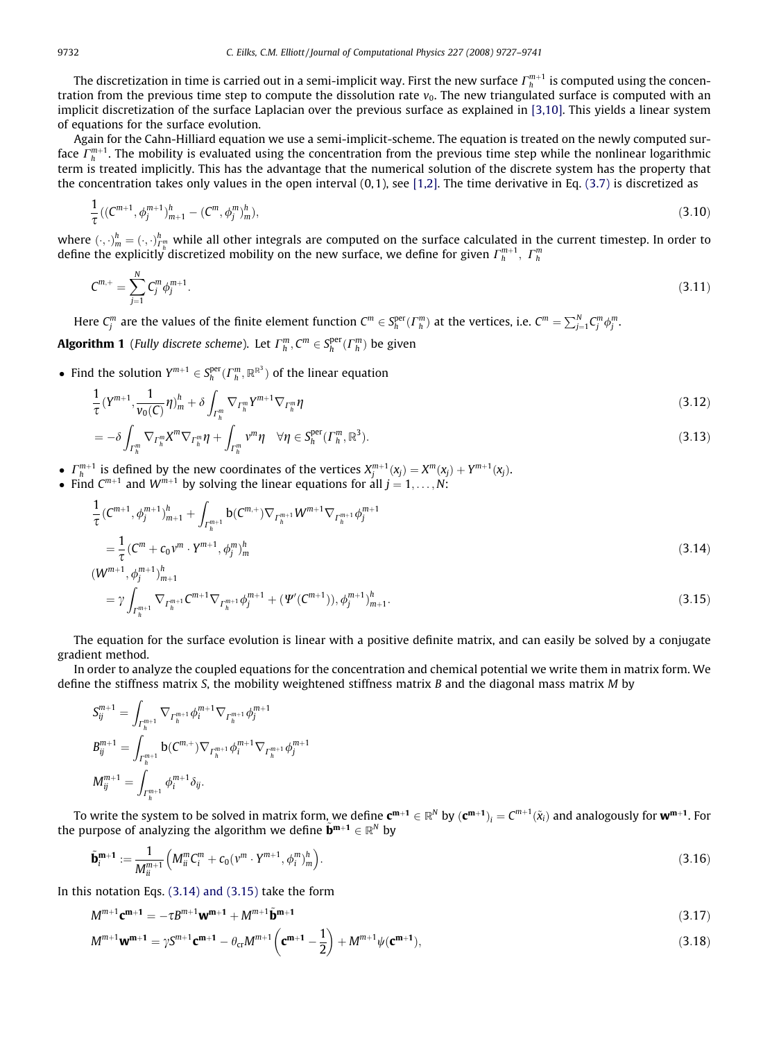The discretization in time is carried out in a semi-implicit way. First the new surface $\Gamma_h^{m+1}$ is computed using the concentration from the previous time step to compute the dissolution rate $v_0$. The new triangulated surface is computed with an implicit discretization of the surface Laplacian over the previous surface as explained in [3,10]. This yields a linear system of equations for the surface evolution.

Again for the Cahn-Hilliard equation we use a semi-implicit-scheme. The equation is treated on the newly computed surface $\Gamma_h^{m+1}$. The mobility is evaluated using the concentration from the previous time step while the nonlinear logarithmic term is treated implicitly. This has the advantage that the numerical solution of the discrete system has the property that the concentration takes only values in the open interval $(0,1)$, see [1,2]. The time derivative in Eq. (3.7) is discretized as

$$\frac{1}{\tau}((C^{m+1},\phi_j^{m+1})_{m+1}^h - (C^m,\phi_j^m)_m^h), \tag{3.10}$$

where $(\cdot,\cdot)_m^h = (\cdot,\cdot)_{\Gamma_h^m}^h$ while all other integrals are computed on the surface calculated in the current timestep. In order to define the explicitly discretized mobility on the new surface, we define for given $\Gamma_h^{m+1}$, $\Gamma_h^m$

$$C^{m,+} = \sum_{j=1}^N C_j^m \phi_j^{m+1}. \tag{3.11}$$

Here $C_j^m$ are the values of the finite element function $C^m \in S_h^{\text{per}}(\Gamma_h^m)$ at the vertices, i.e. $C^m = \sum_{j=1}^N C_j^m \phi_j^m$.

**Algorithm 1** (*Fully discrete scheme*). Let $\Gamma_h^m, C^m \in S_h^{\text{per}}(\Gamma_h^m)$ be given

- Find the solution $Y^{m+1} \in S_h^{\text{per}}(\Gamma_h^m, \mathbb{R}^3)$ of the linear equation

$$\frac{1}{\tau}\left(Y^{m+1}, \frac{1}{v_0(C)}\eta\right)_m^h + \delta\int_{\Gamma_h^m} \nabla_{\Gamma_h^m} Y^{m+1}\nabla_{\Gamma_h^m}\eta \tag{3.12}$$

$$= -\delta\int_{\Gamma_h^m} \nabla_{\Gamma_h^m} X^m \nabla_{\Gamma_h^m}\eta + \int_{\Gamma_h^m} v^m\eta \quad \forall \eta \in S_h^{\text{per}}(\Gamma_h^m, \mathbb{R}^3). \tag{3.13}$$

- $\Gamma_h^{m+1}$ is defined by the new coordinates of the vertices $X_j^{m+1}(x_j) = X^m(x_j) + Y^{m+1}(x_j)$.
- Find $C^{m+1}$ and $W^{m+1}$ by solving the linear equations for all $j = 1,\ldots,N$:

$$\frac{1}{\tau}(C^{m+1},\phi_j^{m+1})_{m+1}^h + \int_{\Gamma_h^{m+1}} \mathsf{b}(C^{m,+})\nabla_{\Gamma_h^{m+1}} W^{m+1}\nabla_{\Gamma_h^{m+1}}\phi_j^{m+1}$$
$$= \frac{1}{\tau}(C^m + c_0 v^m\cdot Y^{m+1},\phi_j^m)_m^h \tag{3.14}$$

$$(W^{m+1},\phi_j^{m+1})_{m+1}^h$$
$$= \gamma\int_{\Gamma_h^{m+1}} \nabla_{\Gamma_h^{m+1}} C^{m+1}\nabla_{\Gamma_h^{m+1}}\phi_j^{m+1} + (\Psi'(C^{m+1})),\phi_j^{m+1})_{m+1}^h. \tag{3.15}$$

The equation for the surface evolution is linear with a positive definite matrix, and can easily be solved by a conjugate gradient method.

In order to analyze the coupled equations for the concentration and chemical potential we write them in matrix form. We define the stiffness matrix $S$, the mobility weightened stiffness matrix $B$ and the diagonal mass matrix $M$ by

$$S_{ij}^{m+1} = \int_{\Gamma_h^{m+1}} \nabla_{\Gamma_h^{m+1}}\phi_i^{m+1}\nabla_{\Gamma_h^{m+1}}\phi_j^{m+1}$$

$$B_{ij}^{m+1} = \int_{\Gamma_h^{m+1}} \mathsf{b}(C^{m,+})\nabla_{\Gamma_h^{m+1}}\phi_i^{m+1}\nabla_{\Gamma_h^{m+1}}\phi_j^{m+1}$$

$$M_{ij}^{m+1} = \int_{\Gamma_h^{m+1}} \phi_i^{m+1}\delta_{ij}.$$

To write the system to be solved in matrix form, we define $\mathbf{c^{m+1}} \in \mathbb{R}^N$ by $(\mathbf{c^{m+1}})_i = C^{m+1}(\tilde{x}_i)$ and analogously for $\mathbf{w^{m+1}}$. For the purpose of analyzing the algorithm we define $\tilde{\mathbf{b}}^{\mathbf{m+1}} \in \mathbb{R}^N$ by

$$\tilde{\mathbf{b}}_i^{\mathbf{m+1}} := \frac{1}{M_{ii}^{m+1}}\left(M_{ii}^m C_i^m + c_0(v^m\cdot Y^{m+1},\phi_i^m)_m^h\right). \tag{3.16}$$

In this notation Eqs. (3.14) and (3.15) take the form

$$M^{m+1}\mathbf{c^{m+1}} = -\tau B^{m+1}\mathbf{w^{m+1}} + M^{m+1}\tilde{\mathbf{b}}^{\mathbf{m+1}} \tag{3.17}$$

$$M^{m+1}\mathbf{w^{m+1}} = \gamma S^{m+1}\mathbf{c^{m+1}} - \theta_{\text{cr}} M^{m+1}\left(\mathbf{c^{m+1}} - \frac{1}{2}\right) + M^{m+1}\psi(\mathbf{c^{m+1}}), \tag{3.18}$$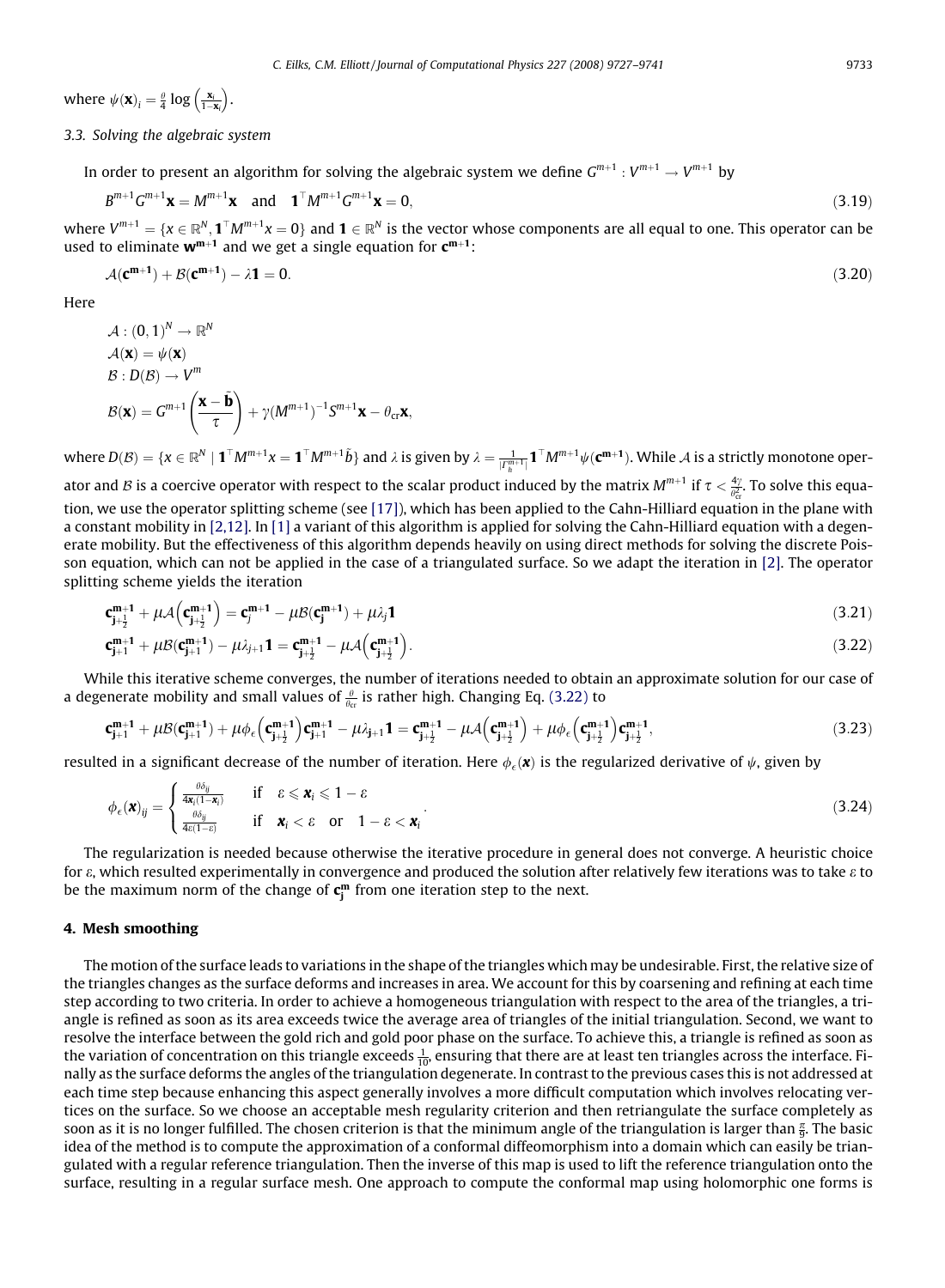where $\psi(\mathbf{x})_i = \frac{\theta}{4}\log\left(\frac{\mathbf{x}_i}{1-\mathbf{x}_i}\right)$.

### 3.3. Solving the algebraic system

In order to present an algorithm for solving the algebraic system we define $G^{m+1} : V^{m+1} \to V^{m+1}$ by

$$B^{m+1}G^{m+1}\mathbf{x} = M^{m+1}\mathbf{x} \quad \text{and} \quad \mathbf{1}^\top M^{m+1}G^{m+1}\mathbf{x} = 0, \tag{3.19}$$

where $V^{m+1} = \{x \in \mathbb{R}^N, \mathbf{1}^\top M^{m+1}x = 0\}$ and $\mathbf{1} \in \mathbb{R}^N$ is the vector whose components are all equal to one. This operator can be used to eliminate $\mathbf{w^{m+1}}$ and we get a single equation for $\mathbf{c^{m+1}}$:

$$\mathcal{A}(\mathbf{c^{m+1}}) + \mathcal{B}(\mathbf{c^{m+1}}) - \lambda\mathbf{1} = 0. \tag{3.20}$$

Here

$$\begin{aligned}
&\mathcal{A} : (0,1)^N \to \mathbb{R}^N \\
&\mathcal{A}(\mathbf{x}) = \psi(\mathbf{x}) \\
&\mathcal{B} : D(\mathcal{B}) \to V^m \\
&\mathcal{B}(\mathbf{x}) = G^{m+1}\left(\frac{\mathbf{x} - \tilde{\mathbf{b}}}{\tau}\right) + \gamma(M^{m+1})^{-1}S^{m+1}\mathbf{x} - \theta_{cr}\mathbf{x},
\end{aligned}$$

where $D(\mathcal{B}) = \{x \in \mathbb{R}^N \mid \mathbf{1}^\top M^{m+1}x = \mathbf{1}^\top M^{m+1}\tilde{b}\}$ and $\lambda$ is given by $\lambda = \frac{1}{|\Gamma_h^{m+1}|}\mathbf{1}^\top M^{m+1}\psi(\mathbf{c^{m+1}})$. While $\mathcal{A}$ is a strictly monotone operator and $\mathcal{B}$ is a coercive operator with respect to the scalar product induced by the matrix $M^{m+1}$ if $\tau < \frac{4\gamma}{\theta_{cr}^2}$. To solve this equation, we use the operator splitting scheme (see [17]), which has been applied to the Cahn-Hilliard equation in the plane with a constant mobility in [2,12]. In [1] a variant of this algorithm is applied for solving the Cahn-Hilliard equation with a degenerate mobility. But the effectiveness of this algorithm depends heavily on using direct methods for solving the discrete Poisson equation, which can not be applied in the case of a triangulated surface. So we adapt the iteration in [2]. The operator splitting scheme yields the iteration

$$\mathbf{c}^{\mathbf{m+1}}_{\mathbf{j+\frac{1}{2}}} + \mu\mathcal{A}\left(\mathbf{c}^{\mathbf{m+1}}_{\mathbf{j+\frac{1}{2}}}\right) = \mathbf{c}^{\mathbf{m+1}}_{j} - \mu\mathcal{B}(\mathbf{c}^{\mathbf{m+1}}_{\mathbf{j}}) + \mu\lambda_j\mathbf{1} \tag{3.21}$$

$$\mathbf{c}^{\mathbf{m+1}}_{\mathbf{j+1}} + \mu\mathcal{B}(\mathbf{c}^{\mathbf{m+1}}_{\mathbf{j+1}}) - \mu\lambda_{j+1}\mathbf{1} = \mathbf{c}^{\mathbf{m+1}}_{\mathbf{j+\frac{1}{2}}} - \mu\mathcal{A}\left(\mathbf{c}^{\mathbf{m+1}}_{\mathbf{j+\frac{1}{2}}}\right). \tag{3.22}$$

While this iterative scheme converges, the number of iterations needed to obtain an approximate solution for our case of a degenerate mobility and small values of $\frac{\theta}{\theta_{cr}}$ is rather high. Changing Eq. (3.22) to

$$\mathbf{c}^{\mathbf{m+1}}_{\mathbf{j+1}} + \mu\mathcal{B}(\mathbf{c}^{\mathbf{m+1}}_{\mathbf{j+1}}) + \mu\phi_\epsilon\left(\mathbf{c}^{\mathbf{m+1}}_{\mathbf{j+\frac{1}{2}}}\right)\mathbf{c}^{\mathbf{m+1}}_{\mathbf{j+1}} - \mu\lambda_{\mathbf{j+1}}\mathbf{1} = \mathbf{c}^{\mathbf{m+1}}_{\mathbf{j+\frac{1}{2}}} - \mu\mathcal{A}\left(\mathbf{c}^{\mathbf{m+1}}_{\mathbf{j+\frac{1}{2}}}\right) + \mu\phi_\epsilon\left(\mathbf{c}^{\mathbf{m+1}}_{\mathbf{j+\frac{1}{2}}}\right)\mathbf{c}^{\mathbf{m+1}}_{\mathbf{j+\frac{1}{2}}}, \tag{3.23}$$

resulted in a significant decrease of the number of iteration. Here $\phi_\epsilon(\boldsymbol{x})$ is the regularized derivative of $\psi$, given by

$$\phi_\epsilon(\boldsymbol{x})_{ij} = \begin{cases} \frac{\theta\delta_{ij}}{4\boldsymbol{x}_i(1-\boldsymbol{x}_i)} & \text{if} \quad \varepsilon \leqslant \boldsymbol{x}_i \leqslant 1-\varepsilon \\ \frac{\theta\delta_{ij}}{4\varepsilon(1-\varepsilon)} & \text{if} \quad \boldsymbol{x}_i < \varepsilon \quad \text{or} \quad 1-\varepsilon < \boldsymbol{x}_i \end{cases}. \tag{3.24}$$

The regularization is needed because otherwise the iterative procedure in general does not converge. A heuristic choice for $\varepsilon$, which resulted experimentally in convergence and produced the solution after relatively few iterations was to take $\varepsilon$ to be the maximum norm of the change of $\mathbf{c^m_j}$ from one iteration step to the next.

## 4. Mesh smoothing

The motion of the surface leads to variations in the shape of the triangles which may be undesirable. First, the relative size of the triangles changes as the surface deforms and increases in area. We account for this by coarsening and refining at each time step according to two criteria. In order to achieve a homogeneous triangulation with respect to the area of the triangles, a triangle is refined as soon as its area exceeds twice the average area of triangles of the initial triangulation. Second, we want to resolve the interface between the gold rich and gold poor phase on the surface. To achieve this, a triangle is refined as soon as the variation of concentration on this triangle exceeds $\frac{1}{10}$, ensuring that there are at least ten triangles across the interface. Finally as the surface deforms the angles of the triangulation degenerate. In contrast to the previous cases this is not addressed at each time step because enhancing this aspect generally involves a more difficult computation which involves relocating vertices on the surface. So we choose an acceptable mesh regularity criterion and then retriangulate the surface completely as soon as it is no longer fulfilled. The chosen criterion is that the minimum angle of the triangulation is larger than $\frac{\pi}{9}$. The basic idea of the method is to compute the approximation of a conformal diffeomorphism into a domain which can easily be triangulated with a regular reference triangulation. Then the inverse of this map is used to lift the reference triangulation onto the surface, resulting in a regular surface mesh. One approach to compute the conformal map using holomorphic one forms is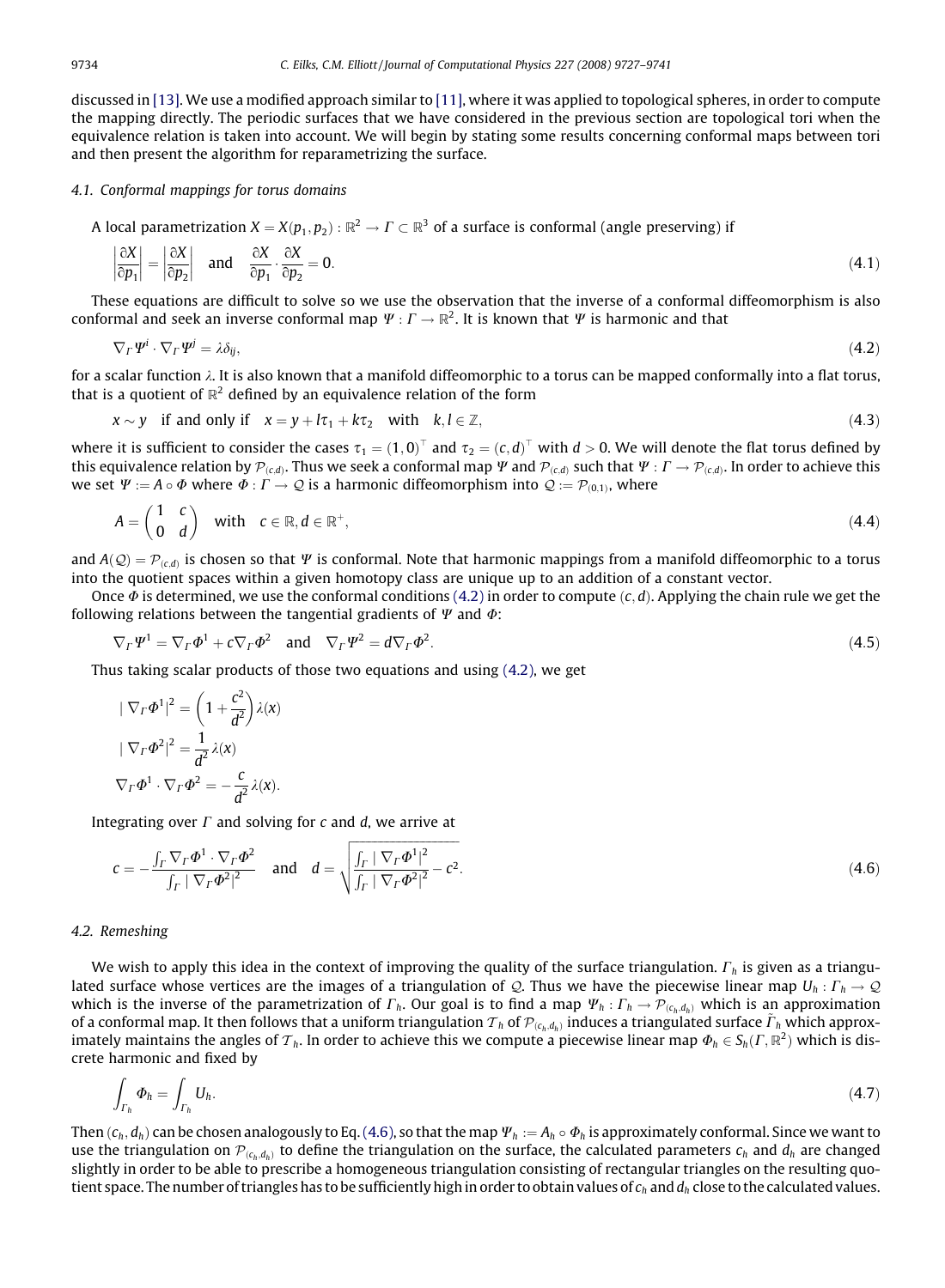discussed in [13]. We use a modified approach similar to [11], where it was applied to topological spheres, in order to compute the mapping directly. The periodic surfaces that we have considered in the previous section are topological tori when the equivalence relation is taken into account. We will begin by stating some results concerning conformal maps between tori and then present the algorithm for reparametrizing the surface.

### 4.1. Conformal mappings for torus domains

A local parametrization $X = X(p_1, p_2) : \mathbb{R}^2 \to \Gamma \subset \mathbb{R}^3$ of a surface is conformal (angle preserving) if

$$\left|\frac{\partial X}{\partial p_1}\right| = \left|\frac{\partial X}{\partial p_2}\right| \quad \text{and} \quad \frac{\partial X}{\partial p_1} \cdot \frac{\partial X}{\partial p_2} = 0. \tag{4.1}$$

These equations are difficult to solve so we use the observation that the inverse of a conformal diffeomorphism is also conformal and seek an inverse conformal map $\Psi : \Gamma \to \mathbb{R}^2$. It is known that $\Psi$ is harmonic and that

$$\nabla_\Gamma \Psi^i \cdot \nabla_\Gamma \Psi^j = \lambda \delta_{ij}, \tag{4.2}$$

for a scalar function $\lambda$. It is also known that a manifold diffeomorphic to a torus can be mapped conformally into a flat torus, that is a quotient of $\mathbb{R}^2$ defined by an equivalence relation of the form

$$x \sim y \quad \text{if and only if} \quad x = y + l\tau_1 + k\tau_2 \quad \text{with} \quad k, l \in \mathbb{Z}, \tag{4.3}$$

where it is sufficient to consider the cases $\tau_1 = (1, 0)^\top$ and $\tau_2 = (c, d)^\top$ with $d > 0$. We will denote the flat torus defined by this equivalence relation by $\mathcal{P}_{(c,d)}$. Thus we seek a conformal map $\Psi$ and $\mathcal{P}_{(c,d)}$ such that $\Psi : \Gamma \to \mathcal{P}_{(c,d)}$. In order to achieve this we set $\Psi := A \circ \Phi$ where $\Phi : \Gamma \to \mathcal{Q}$ is a harmonic diffeomorphism into $\mathcal{Q} := \mathcal{P}_{(0,1)}$, where

$$A = \begin{pmatrix} 1 & c \\ 0 & d \end{pmatrix} \quad \text{with} \quad c \in \mathbb{R}, d \in \mathbb{R}^+, \tag{4.4}$$

and $A(\mathcal{Q}) = \mathcal{P}_{(c,d)}$ is chosen so that $\Psi$ is conformal. Note that harmonic mappings from a manifold diffeomorphic to a torus into the quotient spaces within a given homotopy class are unique up to an addition of a constant vector.

Once $\Phi$ is determined, we use the conformal conditions (4.2) in order to compute $(c, d)$. Applying the chain rule we get the following relations between the tangential gradients of $\Psi$ and $\Phi$:

$$\nabla_\Gamma \Psi^1 = \nabla_\Gamma \Phi^1 + c\nabla_\Gamma \Phi^2 \quad \text{and} \quad \nabla_\Gamma \Psi^2 = d\nabla_\Gamma \Phi^2. \tag{4.5}$$

Thus taking scalar products of those two equations and using (4.2), we get

$$|\nabla_\Gamma \Phi^1|^2 = \left(1 + \frac{c^2}{d^2}\right)\lambda(x)$$

$$|\nabla_\Gamma \Phi^2|^2 = \frac{1}{d^2}\lambda(x)$$

$$\nabla_\Gamma \Phi^1 \cdot \nabla_\Gamma \Phi^2 = -\frac{c}{d^2}\lambda(x).$$

Integrating over $\Gamma$ and solving for $c$ and $d$, we arrive at

$$c = -\frac{\int_\Gamma \nabla_\Gamma \Phi^1 \cdot \nabla_\Gamma \Phi^2}{\int_\Gamma |\nabla_\Gamma \Phi^2|^2} \quad \text{and} \quad d = \sqrt{\frac{\int_\Gamma |\nabla_\Gamma \Phi^1|^2}{\int_\Gamma |\nabla_\Gamma \Phi^2|^2} - c^2}. \tag{4.6}$$

### 4.2. Remeshing

We wish to apply this idea in the context of improving the quality of the surface triangulation. $\Gamma_h$ is given as a triangulated surface whose vertices are the images of a triangulation of $\mathcal{Q}$. Thus we have the piecewise linear map $U_h : \Gamma_h \to \mathcal{Q}$ which is the inverse of the parametrization of $\Gamma_h$. Our goal is to find a map $\Psi_h : \Gamma_h \to \mathcal{P}_{(c_h,d_h)}$ which is an approximation of a conformal map. It then follows that a uniform triangulation $\mathcal{T}_h$ of $\mathcal{P}_{(c_h,d_h)}$ induces a triangulated surface $\tilde{\Gamma}_h$ which approximately maintains the angles of $\mathcal{T}_h$. In order to achieve this we compute a piecewise linear map $\Phi_h \in S_h(\Gamma, \mathbb{R}^2)$ which is discrete harmonic and fixed by

$$\int_{\Gamma_h} \Phi_h = \int_{\Gamma_h} U_h. \tag{4.7}$$

Then $(c_h, d_h)$ can be chosen analogously to Eq. (4.6), so that the map $\Psi_h := A_h \circ \Phi_h$ is approximately conformal. Since we want to use the triangulation on $\mathcal{P}_{(c_h,d_h)}$ to define the triangulation on the surface, the calculated parameters $c_h$ and $d_h$ are changed slightly in order to be able to prescribe a homogeneous triangulation consisting of rectangular triangles on the resulting quotient space. The number of triangles has to be sufficiently high in order to obtain values of $c_h$ and $d_h$ close to the calculated values.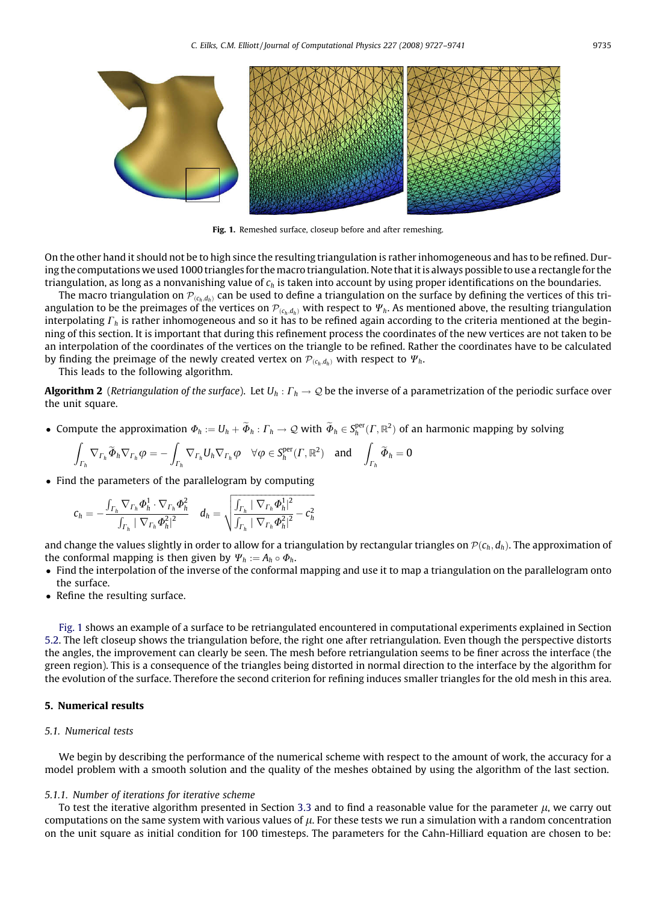Fig. 1. Remeshed surface, closeup before and after remeshing.

On the other hand it should not be to high since the resulting triangulation is rather inhomogeneous and has to be refined. During the computations we used 1000 triangles for the macro triangulation. Note that it is always possible to use a rectangle for the triangulation, as long as a nonvanishing value of $c_h$ is taken into account by using proper identifications on the boundaries.

The macro triangulation on $\mathcal{P}_{(c_h,d_h)}$ can be used to define a triangulation on the surface by defining the vertices of this triangulation to be the preimages of the vertices on $\mathcal{P}_{(c_h,d_h)}$ with respect to $\Psi_h$. As mentioned above, the resulting triangulation interpolating $\Gamma_h$ is rather inhomogeneous and so it has to be refined again according to the criteria mentioned at the beginning of this section. It is important that during this refinement process the coordinates of the new vertices are not taken to be an interpolation of the coordinates of the vertices on the triangle to be refined. Rather the coordinates have to be calculated by finding the preimage of the newly created vertex on $\mathcal{P}_{(c_h,d_h)}$ with respect to $\Psi_h$.

This leads to the following algorithm.

**Algorithm 2** (*Retriangulation of the surface*). Let $U_h : \Gamma_h \to \mathcal{Q}$ be the inverse of a parametrization of the periodic surface over the unit square.

- Compute the approximation $\Phi_h := U_h + \widetilde{\Phi}_h : \Gamma_h \to \mathcal{Q}$ with $\widetilde{\Phi}_h \in S_h^{\text{per}}(\Gamma, \mathbb{R}^2)$ of an harmonic mapping by solving

$$\int_{\Gamma_h} \nabla_{\Gamma_h} \widetilde{\Phi}_h \nabla_{\Gamma_h} \varphi = -\int_{\Gamma_h} \nabla_{\Gamma_h} U_h \nabla_{\Gamma_h} \varphi \quad \forall \varphi \in S_h^{\text{per}}(\Gamma, \mathbb{R}^2) \quad \text{and} \quad \int_{\Gamma_h} \widetilde{\Phi}_h = 0$$

- Find the parameters of the parallelogram by computing

$$c_h = -\frac{\int_{\Gamma_h} \nabla_{\Gamma_h} \Phi_h^1 \cdot \nabla_{\Gamma_h} \Phi_h^2}{\int_{\Gamma_h} |\nabla_{\Gamma_h} \Phi_h^2|^2} \quad d_h = \sqrt{\frac{\int_{\Gamma_h} |\nabla_{\Gamma_h} \Phi_h^1|^2}{\int_{\Gamma_h} |\nabla_{\Gamma_h} \Phi_h^2|^2} - c_h^2}$$

and change the values slightly in order to allow for a triangulation by rectangular triangles on $\mathcal{P}(c_h, d_h)$. The approximation of the conformal mapping is then given by $\Psi_h := A_h \circ \Phi_h$.

- Find the interpolation of the inverse of the conformal mapping and use it to map a triangulation on the parallelogram onto the surface.
- Refine the resulting surface.

Fig. 1 shows an example of a surface to be retriangulated encountered in computational experiments explained in Section 5.2. The left closeup shows the triangulation before, the right one after retriangulation. Even though the perspective distorts the angles, the improvement can clearly be seen. The mesh before retriangulation seems to be finer across the interface (the green region). This is a consequence of the triangles being distorted in normal direction to the interface by the algorithm for the evolution of the surface. Therefore the second criterion for refining induces smaller triangles for the old mesh in this area.

## 5. Numerical results

### 5.1. Numerical tests

We begin by describing the performance of the numerical scheme with respect to the amount of work, the accuracy for a model problem with a smooth solution and the quality of the meshes obtained by using the algorithm of the last section.

#### 5.1.1. Number of iterations for iterative scheme

To test the iterative algorithm presented in Section 3.3 and to find a reasonable value for the parameter $\mu$, we carry out computations on the same system with various values of $\mu$. For these tests we run a simulation with a random concentration on the unit square as initial condition for 100 timesteps. The parameters for the Cahn-Hilliard equation are chosen to be: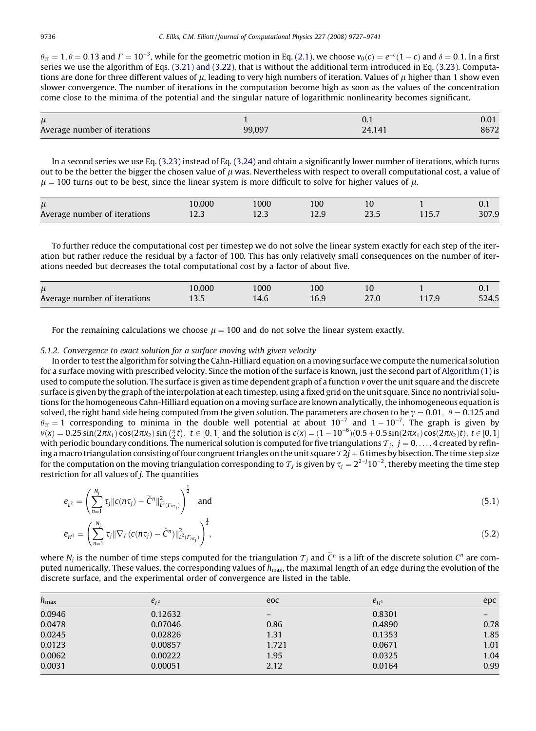$\theta_{cr} = 1, \theta = 0.13$ and $\Gamma = 10^{-3}$, while for the geometric motion in Eq. (2.1), we choose $v_0(c) = e^{-c}(1-c)$ and $\delta = 0.1$. In a first series we use the algorithm of Eqs. (3.21) and (3.22), that is without the additional term introduced in Eq. (3.23). Computations are done for three different values of $\mu$, leading to very high numbers of iteration. Values of $\mu$ higher than 1 show even slower convergence. The number of iterations in the computation become high as soon as the values of the concentration come close to the minima of the potential and the singular nature of logarithmic nonlinearity becomes significant.

| $\mu$ | 1 | 0.1 | 0.01 |
|---|---|---|---|
| Average number of iterations | 99,097 | 24,141 | 8672 |

In a second series we use Eq. (3.23) instead of Eq. (3.24) and obtain a significantly lower number of iterations, which turns out to be the better the bigger the chosen value of $\mu$ was. Nevertheless with respect to overall computational cost, a value of $\mu = 100$ turns out to be best, since the linear system is more difficult to solve for higher values of $\mu$.

| $\mu$ | 10,000 | 1000 | 100 | 10 | 1 | 0.1 |
|---|---|---|---|---|---|---|
| Average number of iterations | 12.3 | 12.3 | 12.9 | 23.5 | 115.7 | 307.9 |

To further reduce the computational cost per timestep we do not solve the linear system exactly for each step of the iteration but rather reduce the residual by a factor of 100. This has only relatively small consequences on the number of iterations needed but decreases the total computational cost by a factor of about five.

| $\mu$ | 10,000 | 1000 | 100 | 10 | 1 | 0.1 |
|---|---|---|---|---|---|---|
| Average number of iterations | 13.5 | 14.6 | 16.9 | 27.0 | 117.9 | 524.5 |

For the remaining calculations we choose $\mu = 100$ and do not solve the linear system exactly.

#### 5.1.2. Convergence to exact solution for a surface moving with given velocity

In order to test the algorithm for solving the Cahn-Hilliard equation on a moving surface we compute the numerical solution for a surface moving with prescribed velocity. Since the motion of the surface is known, just the second part of Algorithm (1) is used to compute the solution. The surface is given as time dependent graph of a function $v$ over the unit square and the discrete surface is given by the graph of the interpolation at each timestep, using a fixed grid on the unit square. Since no nontrivial solutions for the homogeneous Cahn-Hilliard equation on a moving surface are known analytically, the inhomogeneous equation is solved, the right hand side being computed from the given solution. The parameters are chosen to be $\gamma = 0.01, \ \theta = 0.125$ and $\theta_{cr} = 1$ corresponding to minima in the double well potential at about $10^{-7}$ and $1 - 10^{-7}$. The graph is given by $v(x) = 0.25\sin(2\pi x_1)\cos(2\pi x_2)\sin\left(\frac{\pi}{2}t\right), \ t \in [0,1]$ and the solution is $c(x) = (1 - 10^{-6})(0.5 + 0.5\sin(2\pi x_1)\cos(2\pi x_2)t), \ t \in [0,1]$ with periodic boundary conditions. The numerical solution is computed for five triangulations $\mathcal{T}_j, \ j = 0, \ldots, 4$ created by refining a macro triangulation consisting of four congruent triangles on the unit square $\mathcal{T}2j + 6$ times by bisection. The time step size for the computation on the moving triangulation corresponding to $\mathcal{T}_j$ is given by $\tau_j = 2^{2-j}10^{-2}$, thereby meeting the time step restriction for all values of $j$. The quantities

$$e_{L^2} = \left( \sum_{n=1}^{N_j} \tau_j \| c(n\tau_j) - \widetilde{C}^n \|^2_{L^2(\Gamma_{n\tau_j})} \right)^{\frac{1}{2}} \quad \text{and} \tag{5.1}$$

$$e_{H^1} = \left( \sum_{n=1}^{N_j} \tau_j \| \nabla_\Gamma (c(n\tau_j) - \widetilde{C}^n) \|^2_{L^2(\Gamma_{n\tau_j})} \right)^{\frac{1}{2}}, \tag{5.2}$$

where $N_j$ is the number of time steps computed for the triangulation $\mathcal{T}_j$ and $\widetilde{C}^n$ is a lift of the discrete solution $C^n$ are computed numerically. These values, the corresponding values of $h_{\max}$, the maximal length of an edge during the evolution of the discrete surface, and the experimental order of convergence are listed in the table.

| $h_{\max}$ | $e_{L^2}$ | eoc | $e_{H^1}$ | epc |
|---|---|---|---|---|
| 0.0946 | 0.12632 | – | 0.8301 | – |
| 0.0478 | 0.07046 | 0.86 | 0.4890 | 0.78 |
| 0.0245 | 0.02826 | 1.31 | 0.1353 | 1.85 |
| 0.0123 | 0.00857 | 1.721 | 0.0671 | 1.01 |
| 0.0062 | 0.00222 | 1.95 | 0.0325 | 1.04 |
| 0.0031 | 0.00051 | 2.12 | 0.0164 | 0.99 |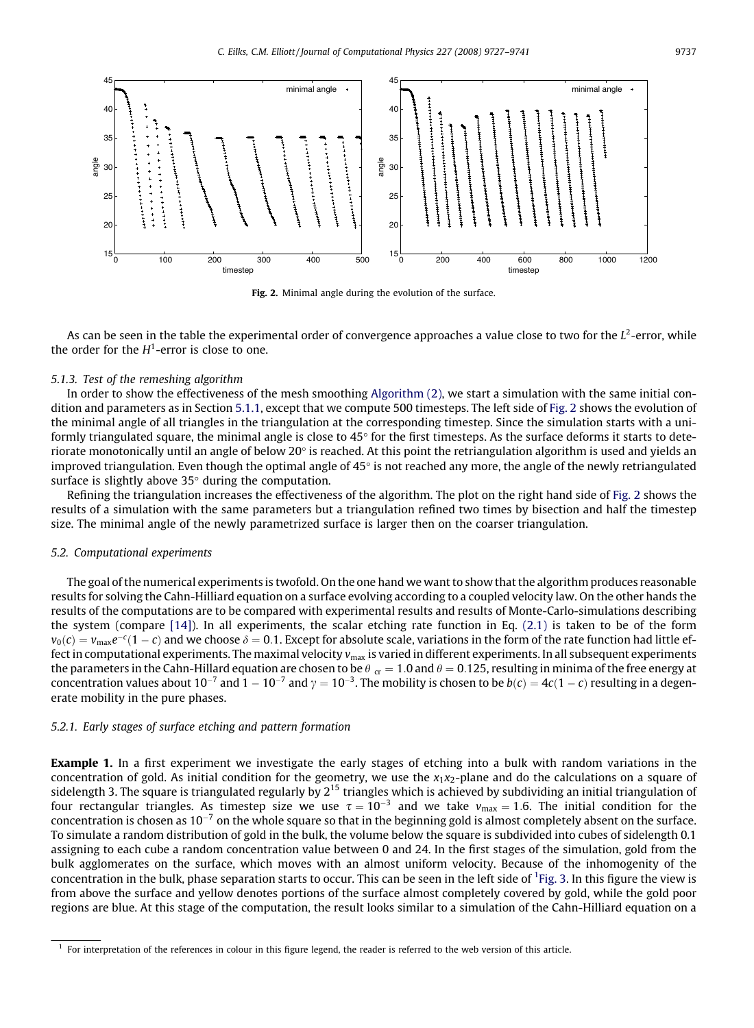**Fig. 2.** Minimal angle during the evolution of the surface.

As can be seen in the table the experimental order of convergence approaches a value close to two for the $L^2$-error, while the order for the $H^1$-error is close to one.

#### 5.1.3. Test of the remeshing algorithm

In order to show the effectiveness of the mesh smoothing Algorithm (2), we start a simulation with the same initial condition and parameters as in Section 5.1.1, except that we compute 500 timesteps. The left side of Fig. 2 shows the evolution of the minimal angle of all triangles in the triangulation at the corresponding timestep. Since the simulation starts with a uniformly triangulated square, the minimal angle is close to 45° for the first timesteps. As the surface deforms it starts to deteriorate monotonically until an angle of below 20° is reached. At this point the retriangulation algorithm is used and yields an improved triangulation. Even though the optimal angle of 45° is not reached any more, the angle of the newly retriangulated surface is slightly above 35° during the computation.

Refining the triangulation increases the effectiveness of the algorithm. The plot on the right hand side of Fig. 2 shows the results of a simulation with the same parameters but a triangulation refined two times by bisection and half the timestep size. The minimal angle of the newly parametrized surface is larger then on the coarser triangulation.

### 5.2. Computational experiments

The goal of the numerical experiments is twofold. On the one hand we want to show that the algorithm produces reasonable results for solving the Cahn-Hilliard equation on a surface evolving according to a coupled velocity law. On the other hands the results of the computations are to be compared with experimental results and results of Monte-Carlo-simulations describing the system (compare [14]). In all experiments, the scalar etching rate function in Eq. (2.1) is taken to be of the form $v_0(c) = v_{\max} e^{-c}(1 - c)$ and we choose $\delta = 0.1$. Except for absolute scale, variations in the form of the rate function had little effect in computational experiments. The maximal velocity $v_{\max}$ is varied in different experiments. In all subsequent experiments the parameters in the Cahn-Hillard equation are chosen to be $\theta_{\text{cr}} = 1.0$ and $\theta = 0.125$, resulting in minima of the free energy at concentration values about $10^{-7}$ and $1 - 10^{-7}$ and $\gamma = 10^{-3}$. The mobility is chosen to be $b(c) = 4c(1 - c)$ resulting in a degenerate mobility in the pure phases.

#### 5.2.1. Early stages of surface etching and pattern formation

**Example 1.** In a first experiment we investigate the early stages of etching into a bulk with random variations in the concentration of gold. As initial condition for the geometry, we use the $x_1x_2$-plane and do the calculations on a square of sidelength 3. The square is triangulated regularly by $2^{15}$ triangles which is achieved by subdividing an initial triangulation of four rectangular triangles. As timestep size we use $\tau = 10^{-3}$ and we take $v_{\max} = 1.6$. The initial condition for the concentration is chosen as $10^{-7}$ on the whole square so that in the beginning gold is almost completely absent on the surface. To simulate a random distribution of gold in the bulk, the volume below the square is subdivided into cubes of sidelength 0.1 assigning to each cube a random concentration value between 0 and 24. In the first stages of the simulation, gold from the bulk agglomerates on the surface, which moves with an almost uniform velocity. Because of the inhomogenity of the concentration in the bulk, phase separation starts to occur. This can be seen in the left side of [1]Fig. 3. In this figure the view is from above the surface and yellow denotes portions of the surface almost completely covered by gold, while the gold poor regions are blue. At this stage of the computation, the result looks similar to a simulation of the Cahn-Hilliard equation on a

[1] For interpretation of the references in colour in this figure legend, the reader is referred to the web version of this article.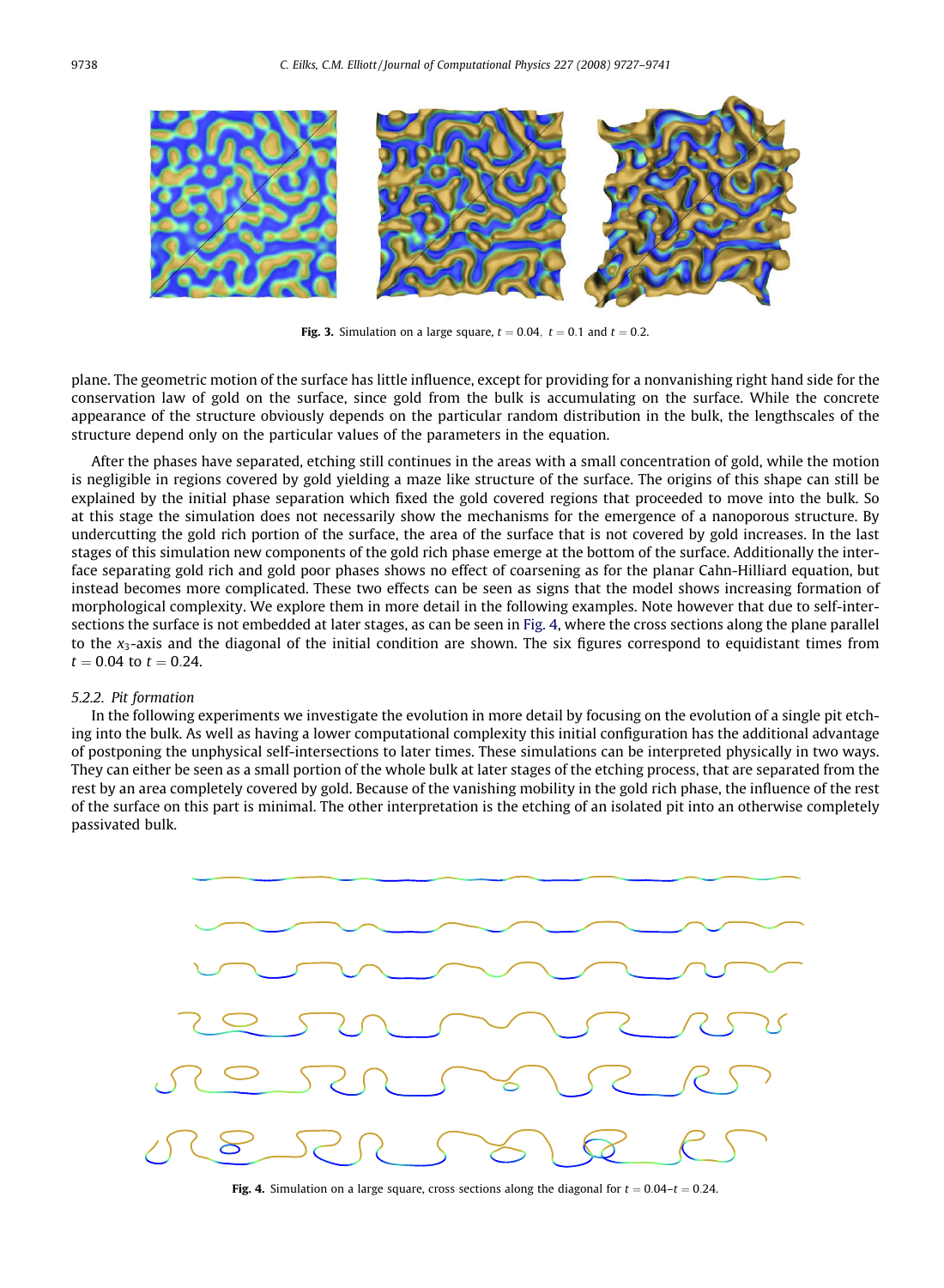**Fig. 3.** Simulation on a large square, $t = 0.04$, $t = 0.1$ and $t = 0.2$.

plane. The geometric motion of the surface has little influence, except for providing for a nonvanishing right hand side for the conservation law of gold on the surface, since gold from the bulk is accumulating on the surface. While the concrete appearance of the structure obviously depends on the particular random distribution in the bulk, the lengthscales of the structure depend only on the particular values of the parameters in the equation.

After the phases have separated, etching still continues in the areas with a small concentration of gold, while the motion is negligible in regions covered by gold yielding a maze like structure of the surface. The origins of this shape can still be explained by the initial phase separation which fixed the gold covered regions that proceeded to move into the bulk. So at this stage the simulation does not necessarily show the mechanisms for the emergence of a nanoporous structure. By undercutting the gold rich portion of the surface, the area of the surface that is not covered by gold increases. In the last stages of this simulation new components of the gold rich phase emerge at the bottom of the surface. Additionally the interface separating gold rich and gold poor phases shows no effect of coarsening as for the planar Cahn-Hilliard equation, but instead becomes more complicated. These two effects can be seen as signs that the model shows increasing formation of morphological complexity. We explore them in more detail in the following examples. Note however that due to self-intersections the surface is not embedded at later stages, as can be seen in Fig. 4, where the cross sections along the plane parallel to the $x_3$-axis and the diagonal of the initial condition are shown. The six figures correspond to equidistant times from $t = 0.04$ to $t = 0.24$.

*5.2.2. Pit formation*

In the following experiments we investigate the evolution in more detail by focusing on the evolution of a single pit etching into the bulk. As well as having a lower computational complexity this initial configuration has the additional advantage of postponing the unphysical self-intersections to later times. These simulations can be interpreted physically in two ways. They can either be seen as a small portion of the whole bulk at later stages of the etching process, that are separated from the rest by an area completely covered by gold. Because of the vanishing mobility in the gold rich phase, the influence of the rest of the surface on this part is minimal. The other interpretation is the etching of an isolated pit into an otherwise completely passivated bulk.

**Fig. 4.** Simulation on a large square, cross sections along the diagonal for $t = 0.04$–$t = 0.24$.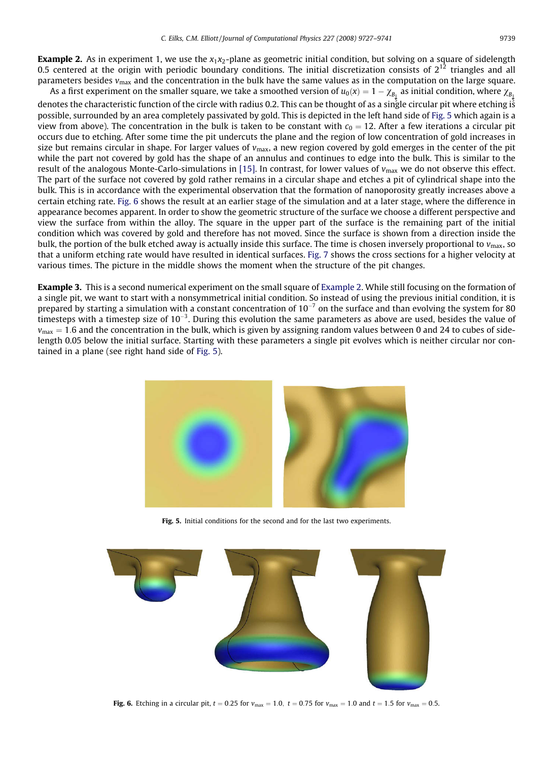**Example 2.** As in experiment 1, we use the $x_1x_2$-plane as geometric initial condition, but solving on a square of sidelength 0.5 centered at the origin with periodic boundary conditions. The initial discretization consists of $2^{12}$ triangles and all parameters besides $v_{\max}$ and the concentration in the bulk have the same values as in the computation on the large square.

As a first experiment on the smaller square, we take a smoothed version of $u_0(x) = 1 - \chi_{B_{\frac{1}{5}}}$ as initial condition, where $\chi_{B_{\frac{1}{5}}}$ denotes the characteristic function of the circle with radius 0.2. This can be thought of as a single circular pit where etching is possible, surrounded by an area completely passivated by gold. This is depicted in the left hand side of Fig. 5 which again is a view from above). The concentration in the bulk is taken to be constant with $c_0 = 12$. After a few iterations a circular pit occurs due to etching. After some time the pit undercuts the plane and the region of low concentration of gold increases in size but remains circular in shape. For larger values of $v_{\max}$, a new region covered by gold emerges in the center of the pit while the part not covered by gold has the shape of an annulus and continues to edge into the bulk. This is similar to the result of the analogous Monte-Carlo-simulations in [15]. In contrast, for lower values of $v_{\max}$ we do not observe this effect. The part of the surface not covered by gold rather remains in a circular shape and etches a pit of cylindrical shape into the bulk. This is in accordance with the experimental observation that the formation of nanoporosity greatly increases above a certain etching rate. Fig. 6 shows the result at an earlier stage of the simulation and at a later stage, where the difference in appearance becomes apparent. In order to show the geometric structure of the surface we choose a different perspective and view the surface from within the alloy. The square in the upper part of the surface is the remaining part of the initial condition which was covered by gold and therefore has not moved. Since the surface is shown from a direction inside the bulk, the portion of the bulk etched away is actually inside this surface. The time is chosen inversely proportional to $v_{\max}$, so that a uniform etching rate would have resulted in identical surfaces. Fig. 7 shows the cross sections for a higher velocity at various times. The picture in the middle shows the moment when the structure of the pit changes.

**Example 3.** This is a second numerical experiment on the small square of Example 2. While still focusing on the formation of a single pit, we want to start with a nonsymmetrical initial condition. So instead of using the previous initial condition, it is prepared by starting a simulation with a constant concentration of $10^{-7}$ on the surface and than evolving the system for 80 timesteps with a timestep size of $10^{-3}$. During this evolution the same parameters as above are used, besides the value of $v_{\max} = 1.6$ and the concentration in the bulk, which is given by assigning random values between 0 and 24 to cubes of sidelength 0.05 below the initial surface. Starting with these parameters a single pit evolves which is neither circular nor contained in a plane (see right hand side of Fig. 5).

**Fig. 5.** Initial conditions for the second and for the last two experiments.

**Fig. 6.** Etching in a circular pit, $t = 0.25$ for $v_{\max} = 1.0$, $t = 0.75$ for $v_{\max} = 1.0$ and $t = 1.5$ for $v_{\max} = 0.5$.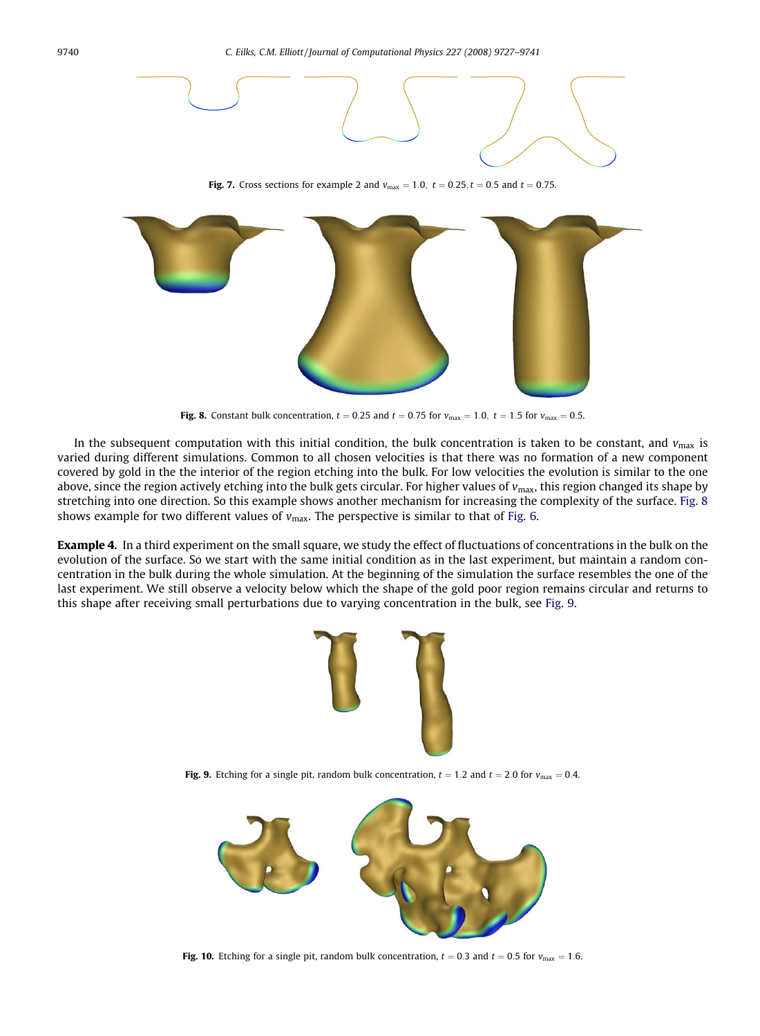Fig. 7. Cross sections for example 2 and $v_{\max} = 1.0$, $t = 0.25$, $t = 0.5$ and $t = 0.75$.

Fig. 8. Constant bulk concentration, $t = 0.25$ and $t = 0.75$ for $v_{\max} = 1.0$, $t = 1.5$ for $v_{\max} = 0.5$.

In the subsequent computation with this initial condition, the bulk concentration is taken to be constant, and $v_{\max}$ is varied during different simulations. Common to all chosen velocities is that there was no formation of a new component covered by gold in the the interior of the region etching into the bulk. For low velocities the evolution is similar to the one above, since the region actively etching into the bulk gets circular. For higher values of $v_{\max}$, this region changed its shape by stretching into one direction. So this example shows another mechanism for increasing the complexity of the surface. Fig. 8 shows example for two different values of $v_{\max}$. The perspective is similar to that of Fig. 6.

**Example 4.** In a third experiment on the small square, we study the effect of fluctuations of concentrations in the bulk on the evolution of the surface. So we start with the same initial condition as in the last experiment, but maintain a random concentration in the bulk during the whole simulation. At the beginning of the simulation the surface resembles the one of the last experiment. We still observe a velocity below which the shape of the gold poor region remains circular and returns to this shape after receiving small perturbations due to varying concentration in the bulk, see Fig. 9.

Fig. 9. Etching for a single pit, random bulk concentration, $t = 1.2$ and $t = 2.0$ for $v_{\max} = 0.4$.

Fig. 10. Etching for a single pit, random bulk concentration, $t = 0.3$ and $t = 0.5$ for $v_{\max} = 1.6$.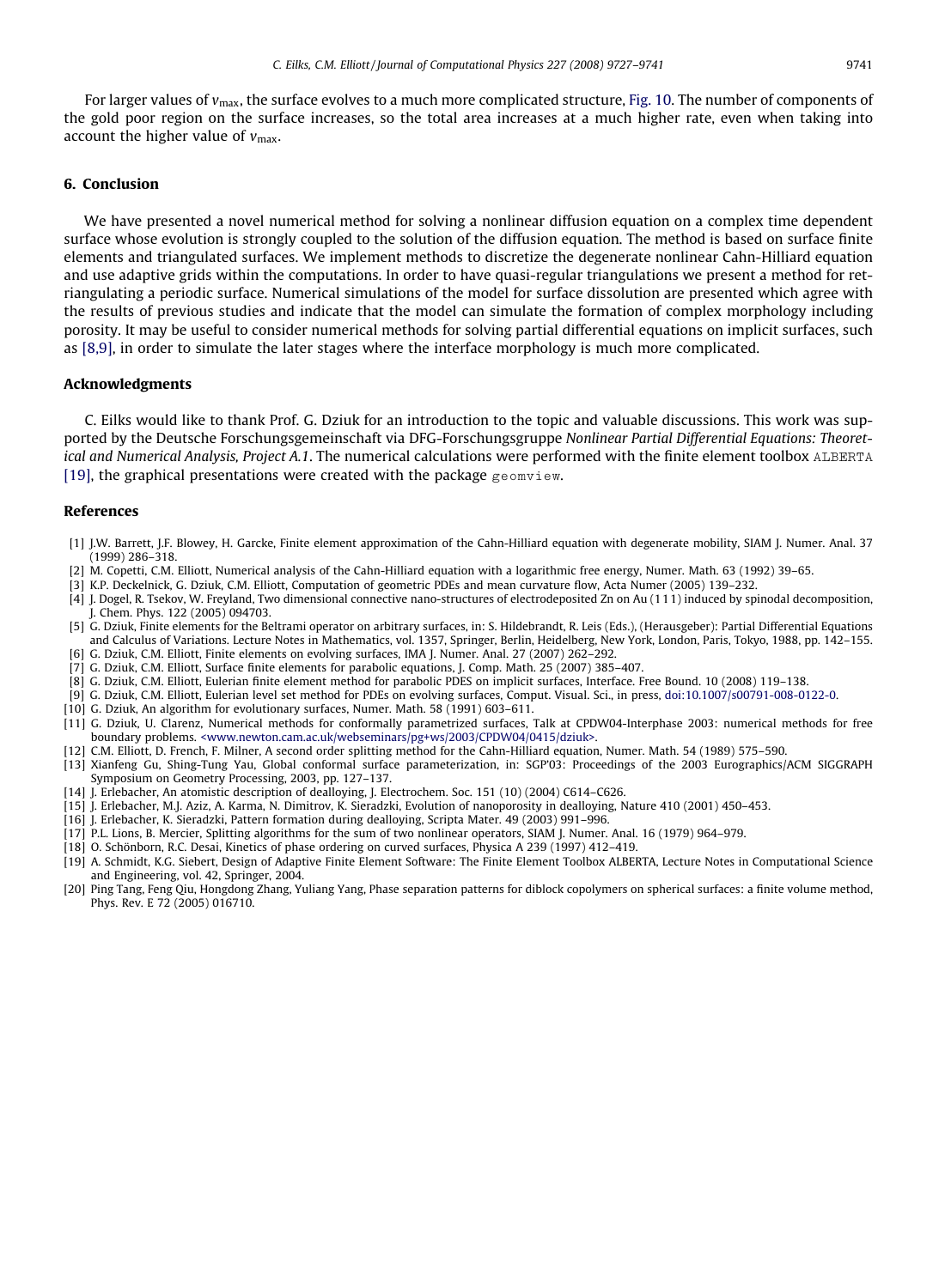For larger values of $v_{max}$, the surface evolves to a much more complicated structure, Fig. 10. The number of components of the gold poor region on the surface increases, so the total area increases at a much higher rate, even when taking into account the higher value of $v_{max}$.

## 6. Conclusion

We have presented a novel numerical method for solving a nonlinear diffusion equation on a complex time dependent surface whose evolution is strongly coupled to the solution of the diffusion equation. The method is based on surface finite elements and triangulated surfaces. We implement methods to discretize the degenerate nonlinear Cahn-Hilliard equation and use adaptive grids within the computations. In order to have quasi-regular triangulations we present a method for retriangulating a periodic surface. Numerical simulations of the model for surface dissolution are presented which agree with the results of previous studies and indicate that the model can simulate the formation of complex morphology including porosity. It may be useful to consider numerical methods for solving partial differential equations on implicit surfaces, such as [8,9], in order to simulate the later stages where the interface morphology is much more complicated.

## Acknowledgments

C. Eilks would like to thank Prof. G. Dziuk for an introduction to the topic and valuable discussions. This work was supported by the Deutsche Forschungsgemeinschaft via DFG-Forschungsgruppe *Nonlinear Partial Differential Equations: Theoretical and Numerical Analysis, Project A.1*. The numerical calculations were performed with the finite element toolbox ALBERTA [19], the graphical presentations were created with the package geomview.

## References

[1] J.W. Barrett, J.F. Blowey, H. Garcke, Finite element approximation of the Cahn-Hilliard equation with degenerate mobility, SIAM J. Numer. Anal. 37 (1999) 286–318.
[2] M. Copetti, C.M. Elliott, Numerical analysis of the Cahn-Hilliard equation with a logarithmic free energy, Numer. Math. 63 (1992) 39–65.
[3] K.P. Deckelnick, G. Dziuk, C.M. Elliott, Computation of geometric PDEs and mean curvature flow, Acta Numer (2005) 139–232.
[4] J. Dogel, R. Tsekov, W. Freyland, Two dimensional connective nano-structures of electrodeposited Zn on Au (111) induced by spinodal decomposition, J. Chem. Phys. 122 (2005) 094703.
[5] G. Dziuk, Finite elements for the Beltrami operator on arbitrary surfaces, in: S. Hildebrandt, R. Leis (Eds.), (Herausgeber): Partial Differential Equations and Calculus of Variations. Lecture Notes in Mathematics, vol. 1357, Springer, Berlin, Heidelberg, New York, London, Paris, Tokyo, 1988, pp. 142–155.
[6] G. Dziuk, C.M. Elliott, Finite elements on evolving surfaces, IMA J. Numer. Anal. 27 (2007) 262–292.
[7] G. Dziuk, C.M. Elliott, Surface finite elements for parabolic equations, J. Comp. Math. 25 (2007) 385–407.
[8] G. Dziuk, C.M. Elliott, Eulerian finite element method for parabolic PDES on implicit surfaces, Interface. Free Bound. 10 (2008) 119–138.
[9] G. Dziuk, C.M. Elliott, Eulerian level set method for PDEs on evolving surfaces, Comput. Visual. Sci., in press, doi:10.1007/s00791-008-0122-0.
[10] G. Dziuk, An algorithm for evolutionary surfaces, Numer. Math. 58 (1991) 603–611.
[11] G. Dziuk, U. Clarenz, Numerical methods for conformally parametrized surfaces, Talk at CPDW04-Interphase 2003: numerical methods for free boundary problems. <www.newton.cam.ac.uk/webseminars/pg+ws/2003/CPDW04/0415/dziuk>.
[12] C.M. Elliott, D. French, F. Milner, A second order splitting method for the Cahn-Hilliard equation, Numer. Math. 54 (1989) 575–590.
[13] Xianfeng Gu, Shing-Tung Yau, Global conformal surface parameterization, in: SGP'03: Proceedings of the 2003 Eurographics/ACM SIGGRAPH Symposium on Geometry Processing, 2003, pp. 127–137.
[14] J. Erlebacher, An atomistic description of dealloying, J. Electrochem. Soc. 151 (10) (2004) C614–C626.
[15] J. Erlebacher, M.J. Aziz, A. Karma, N. Dimitrov, K. Sieradzki, Evolution of nanoporosity in dealloying, Nature 410 (2001) 450–453.
[16] J. Erlebacher, K. Sieradzki, Pattern formation during dealloying, Scripta Mater. 49 (2003) 991–996.
[17] P.L. Lions, B. Mercier, Splitting algorithms for the sum of two nonlinear operators, SIAM J. Numer. Anal. 16 (1979) 964–979.
[18] O. Schönborn, R.C. Desai, Kinetics of phase ordering on curved surfaces, Physica A 239 (1997) 412–419.
[19] A. Schmidt, K.G. Siebert, Design of Adaptive Finite Element Software: The Finite Element Toolbox ALBERTA, Lecture Notes in Computational Science and Engineering, vol. 42, Springer, 2004.
[20] Ping Tang, Feng Qiu, Hongdong Zhang, Yuliang Yang, Phase separation patterns for diblock copolymers on spherical surfaces: a finite volume method, Phys. Rev. E 72 (2005) 016710.